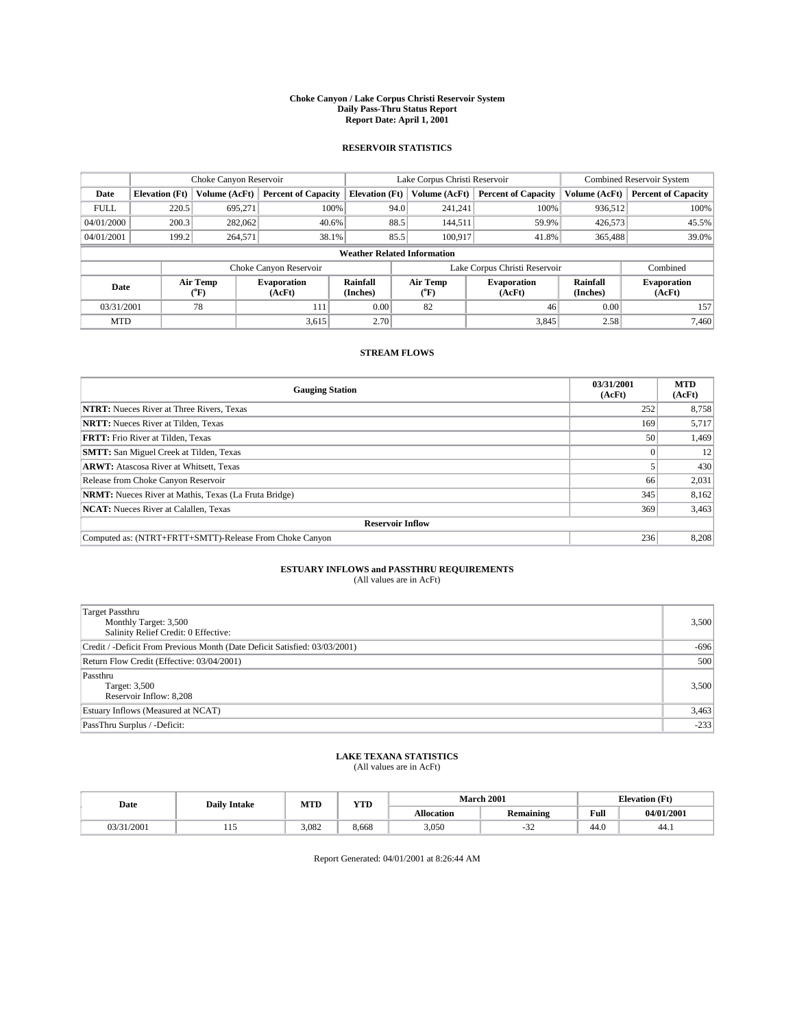# Choke Canyon / Lake Corpus Christi Reservoir System
## Daily Pass-Thru Status Report
## Report Date: April 1, 2001

### RESERVOIR STATISTICS

| | Choke Canyon Reservoir | | | Lake Corpus Christi Reservoir | | | Combined Reservoir System | |
|---|---|---|---|---|---|---|---|---|
| Date | Elevation (Ft) | Volume (AcFt) | Percent of Capacity | Elevation (Ft) | Volume (AcFt) | Percent of Capacity | Volume (AcFt) | Percent of Capacity |
| FULL | 220.5 | 695,271 | 100% | 94.0 | 241,241 | 100% | 936,512 | 100% |
| 04/01/2000 | 200.3 | 282,062 | 40.6% | 88.5 | 144,511 | 59.9% | 426,573 | 45.5% |
| 04/01/2001 | 199.2 | 264,571 | 38.1% | 85.5 | 100,917 | 41.8% | 365,488 | 39.0% |

**Weather Related Information**

| | Choke Canyon Reservoir | | | Lake Corpus Christi Reservoir | | | Combined |
|---|---|---|---|---|---|---|---|
| Date | Air Temp (°F) | Evaporation (AcFt) | Rainfall (Inches) | Air Temp (°F) | Evaporation (AcFt) | Rainfall (Inches) | Evaporation (AcFt) |
| 03/31/2001 | 78 | 111 | 0.00 | 82 | 46 | 0.00 | 157 |
| MTD | | 3,615 | 2.70 | | 3,845 | 2.58 | 7,460 |

### STREAM FLOWS

| Gauging Station | 03/31/2001 (AcFt) | MTD (AcFt) |
|---|---|---|
| **NTRT:** Nueces River at Three Rivers, Texas | 252 | 8,758 |
| **NRTT:** Nueces River at Tilden, Texas | 169 | 5,717 |
| **FRTT:** Frio River at Tilden, Texas | 50 | 1,469 |
| **SMTT:** San Miguel Creek at Tilden, Texas | 0 | 12 |
| **ARWT:** Atascosa River at Whitsett, Texas | 5 | 430 |
| Release from Choke Canyon Reservoir | 66 | 2,031 |
| **NRMT:** Nueces River at Mathis, Texas (La Fruta Bridge) | 345 | 8,162 |
| **NCAT:** Nueces River at Calallen, Texas | 369 | 3,463 |
| **Reservoir Inflow** | | |
| Computed as: (NTRT+FRTT+SMTT)-Release From Choke Canyon | 236 | 8,208 |

### ESTUARY INFLOWS and PASSTHRU REQUIREMENTS
(All values are in AcFt)

| | |
|---|---|
| Target Passthru<br>Monthly Target: 3,500<br>Salinity Relief Credit: 0 Effective: | 3,500 |
| Credit / -Deficit From Previous Month (Date Deficit Satisfied: 03/03/2001) | -696 |
| Return Flow Credit (Effective: 03/04/2001) | 500 |
| Passthru<br>Target: 3,500<br>Reservoir Inflow: 8,208 | 3,500 |
| Estuary Inflows (Measured at NCAT) | 3,463 |
| PassThru Surplus / -Deficit: | -233 |

### LAKE TEXANA STATISTICS
(All values are in AcFt)

| Date | Daily Intake | MTD | YTD | March 2001 | | Elevation (Ft) | |
|---|---|---|---|---|---|---|---|
| | | | | Allocation | Remaining | Full | 04/01/2001 |
| 03/31/2001 | 115 | 3,082 | 8,668 | 3,050 | -32 | 44.0 | 44.1 |

Report Generated: 04/01/2001 at 8:26:44 AM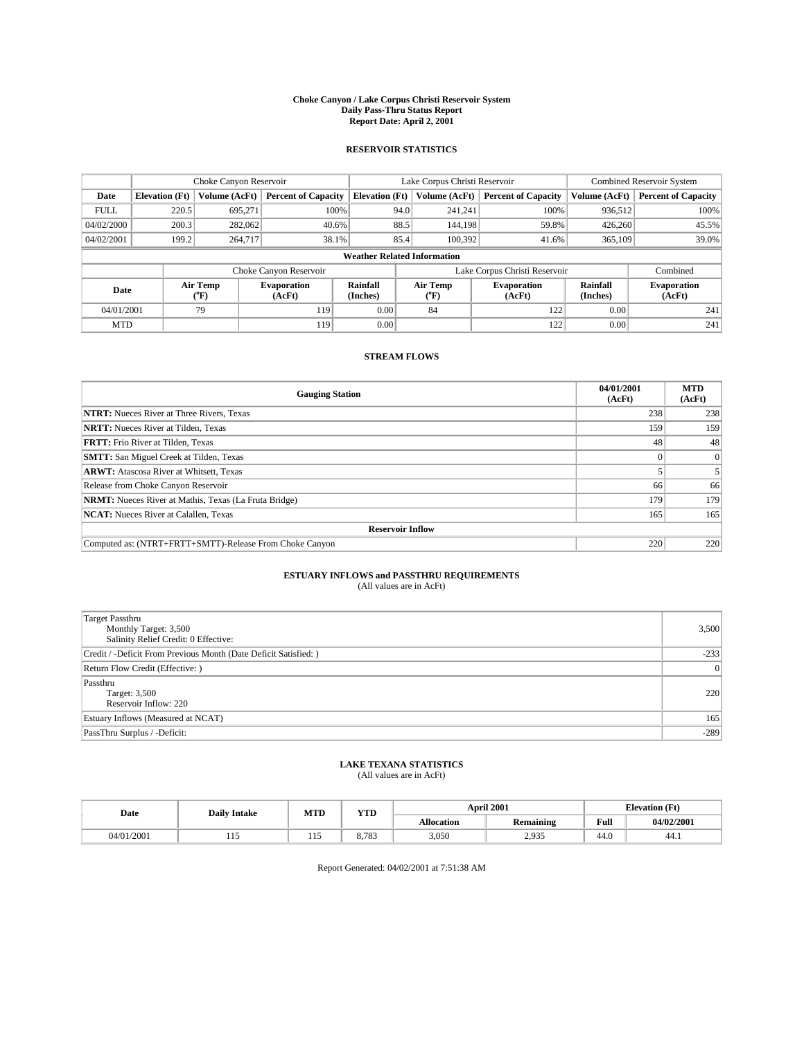**Choke Canyon / Lake Corpus Christi Reservoir System**
**Daily Pass-Thru Status Report**
**Report Date: April 2, 2001**

## RESERVOIR STATISTICS

| | Choke Canyon Reservoir | | | Lake Corpus Christi Reservoir | | | Combined Reservoir System | |
|---|---|---|---|---|---|---|---|---|
| **Date** | **Elevation (Ft)** | **Volume (AcFt)** | **Percent of Capacity** | **Elevation (Ft)** | **Volume (AcFt)** | **Percent of Capacity** | **Volume (AcFt)** | **Percent of Capacity** |
| FULL | 220.5 | 695,271 | 100% | 94.0 | 241,241 | 100% | 936,512 | 100% |
| 04/02/2000 | 200.3 | 282,062 | 40.6% | 88.5 | 144,198 | 59.8% | 426,260 | 45.5% |
| 04/02/2001 | 199.2 | 264,717 | 38.1% | 85.4 | 100,392 | 41.6% | 365,109 | 39.0% |

**Weather Related Information**

| | Choke Canyon Reservoir | | | Lake Corpus Christi Reservoir | | | Combined |
|---|---|---|---|---|---|---|---|
| **Date** | **Air Temp (°F)** | **Evaporation (AcFt)** | **Rainfall (Inches)** | **Air Temp (°F)** | **Evaporation (AcFt)** | **Rainfall (Inches)** | **Evaporation (AcFt)** |
| 04/01/2001 | 79 | 119 | 0.00 | 84 | 122 | 0.00 | 241 |
| MTD | | 119 | 0.00 | | 122 | 0.00 | 241 |

## STREAM FLOWS

| Gauging Station | 04/01/2001 (AcFt) | MTD (AcFt) |
|---|---|---|
| **NTRT:** Nueces River at Three Rivers, Texas | 238 | 238 |
| **NRTT:** Nueces River at Tilden, Texas | 159 | 159 |
| **FRTT:** Frio River at Tilden, Texas | 48 | 48 |
| **SMTT:** San Miguel Creek at Tilden, Texas | 0 | 0 |
| **ARWT:** Atascosa River at Whitsett, Texas | 5 | 5 |
| Release from Choke Canyon Reservoir | 66 | 66 |
| **NRMT:** Nueces River at Mathis, Texas (La Fruta Bridge) | 179 | 179 |
| **NCAT:** Nueces River at Calallen, Texas | 165 | 165 |
| **Reservoir Inflow** | | |
| Computed as: (NTRT+FRTT+SMTT)-Release From Choke Canyon | 220 | 220 |

## ESTUARY INFLOWS and PASSTHRU REQUIREMENTS
(All values are in AcFt)

| | |
|---|---|
| Target Passthru<br>Monthly Target: 3,500<br>Salinity Relief Credit: 0 Effective: | 3,500 |
| Credit / -Deficit From Previous Month (Date Deficit Satisfied: ) | -233 |
| Return Flow Credit (Effective: ) | 0 |
| Passthru<br>Target: 3,500<br>Reservoir Inflow: 220 | 220 |
| Estuary Inflows (Measured at NCAT) | 165 |
| PassThru Surplus / -Deficit: | -289 |

## LAKE TEXANA STATISTICS
(All values are in AcFt)

| Date | Daily Intake | MTD | YTD | April 2001 | | Elevation (Ft) | |
|---|---|---|---|---|---|---|---|
| | | | | **Allocation** | **Remaining** | **Full** | **04/02/2001** |
| 04/01/2001 | 115 | 115 | 8,783 | 3,050 | 2,935 | 44.0 | 44.1 |

Report Generated: 04/02/2001 at 7:51:38 AM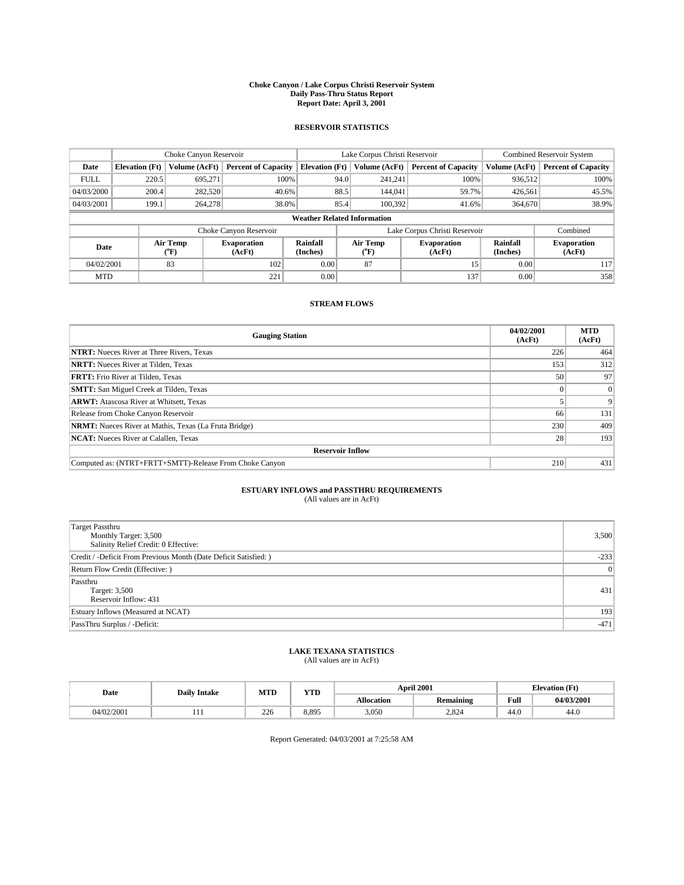# Choke Canyon / Lake Corpus Christi Reservoir System
## Daily Pass-Thru Status Report
## Report Date: April 3, 2001

### RESERVOIR STATISTICS

| | Choke Canyon Reservoir | | | Lake Corpus Christi Reservoir | | | Combined Reservoir System | |
|---|---|---|---|---|---|---|---|---|
| **Date** | **Elevation (Ft)** | **Volume (AcFt)** | **Percent of Capacity** | **Elevation (Ft)** | **Volume (AcFt)** | **Percent of Capacity** | **Volume (AcFt)** | **Percent of Capacity** |
| FULL | 220.5 | 695,271 | 100% | 94.0 | 241,241 | 100% | 936,512 | 100% |
| 04/03/2000 | 200.4 | 282,520 | 40.6% | 88.5 | 144,041 | 59.7% | 426,561 | 45.5% |
| 04/03/2001 | 199.1 | 264,278 | 38.0% | 85.4 | 100,392 | 41.6% | 364,670 | 38.9% |

**Weather Related Information**

| | Choke Canyon Reservoir | | | Lake Corpus Christi Reservoir | | | Combined |
|---|---|---|---|---|---|---|---|
| **Date** | **Air Temp (°F)** | **Evaporation (AcFt)** | **Rainfall (Inches)** | **Air Temp (°F)** | **Evaporation (AcFt)** | **Rainfall (Inches)** | **Evaporation (AcFt)** |
| 04/02/2001 | 83 | 102 | 0.00 | 87 | 15 | 0.00 | 117 |
| MTD | | 221 | 0.00 | | 137 | 0.00 | 358 |

### STREAM FLOWS

| Gauging Station | 04/02/2001 (AcFt) | MTD (AcFt) |
|---|---|---|
| **NTRT:** Nueces River at Three Rivers, Texas | 226 | 464 |
| **NRTT:** Nueces River at Tilden, Texas | 153 | 312 |
| **FRTT:** Frio River at Tilden, Texas | 50 | 97 |
| **SMTT:** San Miguel Creek at Tilden, Texas | 0 | 0 |
| **ARWT:** Atascosa River at Whitsett, Texas | 5 | 9 |
| Release from Choke Canyon Reservoir | 66 | 131 |
| **NRMT:** Nueces River at Mathis, Texas (La Fruta Bridge) | 230 | 409 |
| **NCAT:** Nueces River at Calallen, Texas | 28 | 193 |
| **Reservoir Inflow** | | |
| Computed as: (NTRT+FRTT+SMTT)-Release From Choke Canyon | 210 | 431 |

### ESTUARY INFLOWS and PASSTHRU REQUIREMENTS
(All values are in AcFt)

| | |
|---|---|
| Target Passthru<br>Monthly Target: 3,500<br>Salinity Relief Credit: 0 Effective: | 3,500 |
| Credit / -Deficit From Previous Month (Date Deficit Satisfied: ) | -233 |
| Return Flow Credit (Effective: ) | 0 |
| Passthru<br>Target: 3,500<br>Reservoir Inflow: 431 | 431 |
| Estuary Inflows (Measured at NCAT) | 193 |
| PassThru Surplus / -Deficit: | -471 |

### LAKE TEXANA STATISTICS
(All values are in AcFt)

| Date | Daily Intake | MTD | YTD | April 2001 | | Elevation (Ft) | |
|---|---|---|---|---|---|---|---|
| | | | | **Allocation** | **Remaining** | **Full** | **04/03/2001** |
| 04/02/2001 | 111 | 226 | 8,895 | 3,050 | 2,824 | 44.0 | 44.0 |

Report Generated: 04/03/2001 at 7:25:58 AM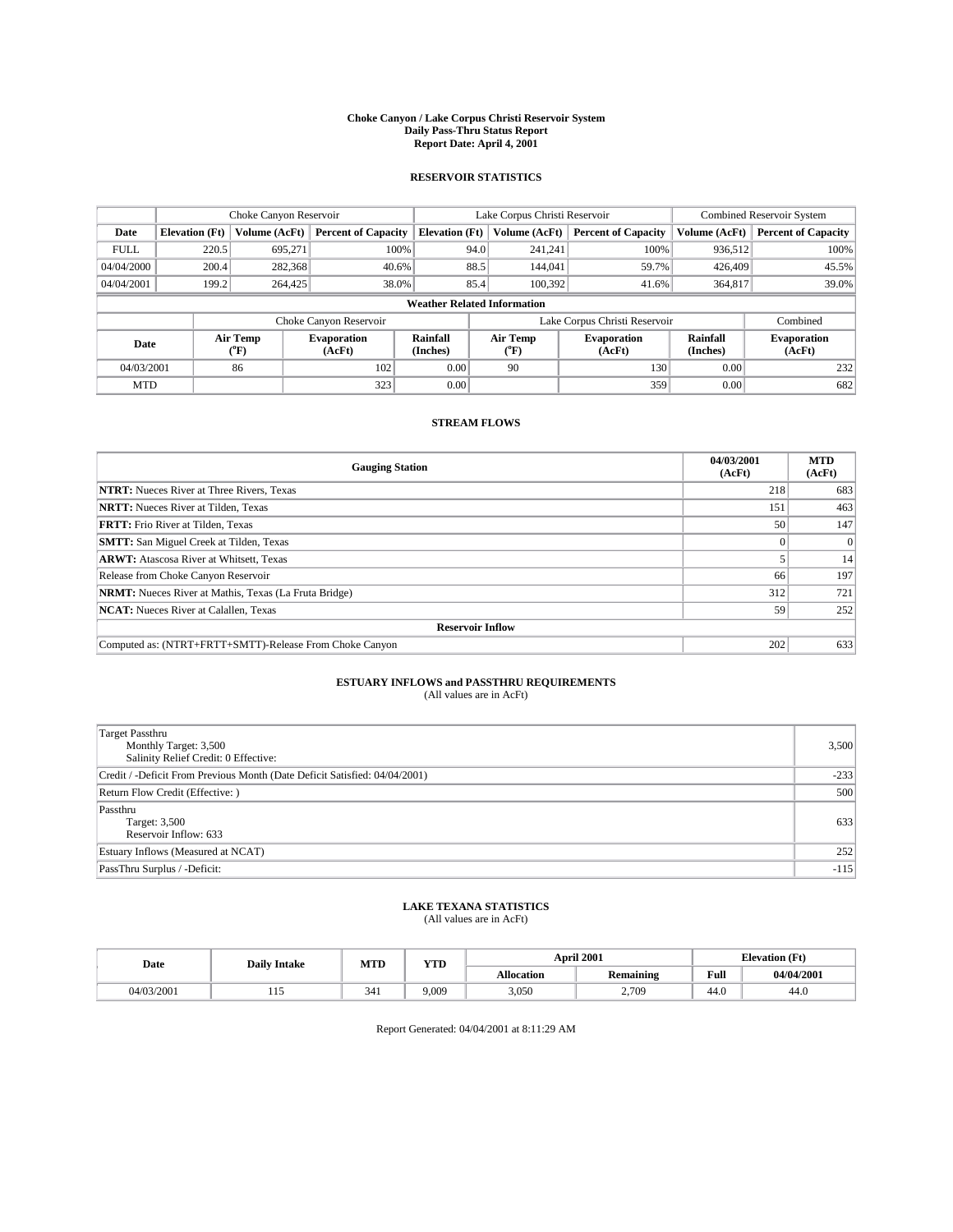**Choke Canyon / Lake Corpus Christi Reservoir System**
**Daily Pass-Thru Status Report**
**Report Date: April 4, 2001**

## RESERVOIR STATISTICS

| | Choke Canyon Reservoir | | | Lake Corpus Christi Reservoir | | | Combined Reservoir System | |
|---|---|---|---|---|---|---|---|---|
| **Date** | **Elevation (Ft)** | **Volume (AcFt)** | **Percent of Capacity** | **Elevation (Ft)** | **Volume (AcFt)** | **Percent of Capacity** | **Volume (AcFt)** | **Percent of Capacity** |
| FULL | 220.5 | 695,271 | 100% | 94.0 | 241,241 | 100% | 936,512 | 100% |
| 04/04/2000 | 200.4 | 282,368 | 40.6% | 88.5 | 144,041 | 59.7% | 426,409 | 45.5% |
| 04/04/2001 | 199.2 | 264,425 | 38.0% | 85.4 | 100,392 | 41.6% | 364,817 | 39.0% |

**Weather Related Information**

| | Choke Canyon Reservoir | | | Lake Corpus Christi Reservoir | | | Combined |
|---|---|---|---|---|---|---|---|
| **Date** | **Air Temp (°F)** | **Evaporation (AcFt)** | **Rainfall (Inches)** | **Air Temp (°F)** | **Evaporation (AcFt)** | **Rainfall (Inches)** | **Evaporation (AcFt)** |
| 04/03/2001 | 86 | 102 | 0.00 | 90 | 130 | 0.00 | 232 |
| MTD | | 323 | 0.00 | | 359 | 0.00 | 682 |

## STREAM FLOWS

| Gauging Station | 04/03/2001 (AcFt) | MTD (AcFt) |
|---|---|---|
| **NTRT:** Nueces River at Three Rivers, Texas | 218 | 683 |
| **NRTT:** Nueces River at Tilden, Texas | 151 | 463 |
| **FRTT:** Frio River at Tilden, Texas | 50 | 147 |
| **SMTT:** San Miguel Creek at Tilden, Texas | 0 | 0 |
| **ARWT:** Atascosa River at Whitsett, Texas | 5 | 14 |
| Release from Choke Canyon Reservoir | 66 | 197 |
| **NRMT:** Nueces River at Mathis, Texas (La Fruta Bridge) | 312 | 721 |
| **NCAT:** Nueces River at Calallen, Texas | 59 | 252 |
| **Reservoir Inflow** | | |
| Computed as: (NTRT+FRTT+SMTT)-Release From Choke Canyon | 202 | 633 |

## ESTUARY INFLOWS and PASSTHRU REQUIREMENTS

(All values are in AcFt)

| | |
|---|---|
| Target Passthru<br>Monthly Target: 3,500<br>Salinity Relief Credit: 0 Effective: | 3,500 |
| Credit / -Deficit From Previous Month (Date Deficit Satisfied: 04/04/2001) | -233 |
| Return Flow Credit (Effective: ) | 500 |
| Passthru<br>Target: 3,500<br>Reservoir Inflow: 633 | 633 |
| Estuary Inflows (Measured at NCAT) | 252 |
| PassThru Surplus / -Deficit: | -115 |

## LAKE TEXANA STATISTICS

(All values are in AcFt)

| Date | Daily Intake | MTD | YTD | April 2001 | | Elevation (Ft) | |
|---|---|---|---|---|---|---|---|
| | | | | **Allocation** | **Remaining** | **Full** | **04/04/2001** |
| 04/03/2001 | 115 | 341 | 9,009 | 3,050 | 2,709 | 44.0 | 44.0 |

Report Generated: 04/04/2001 at 8:11:29 AM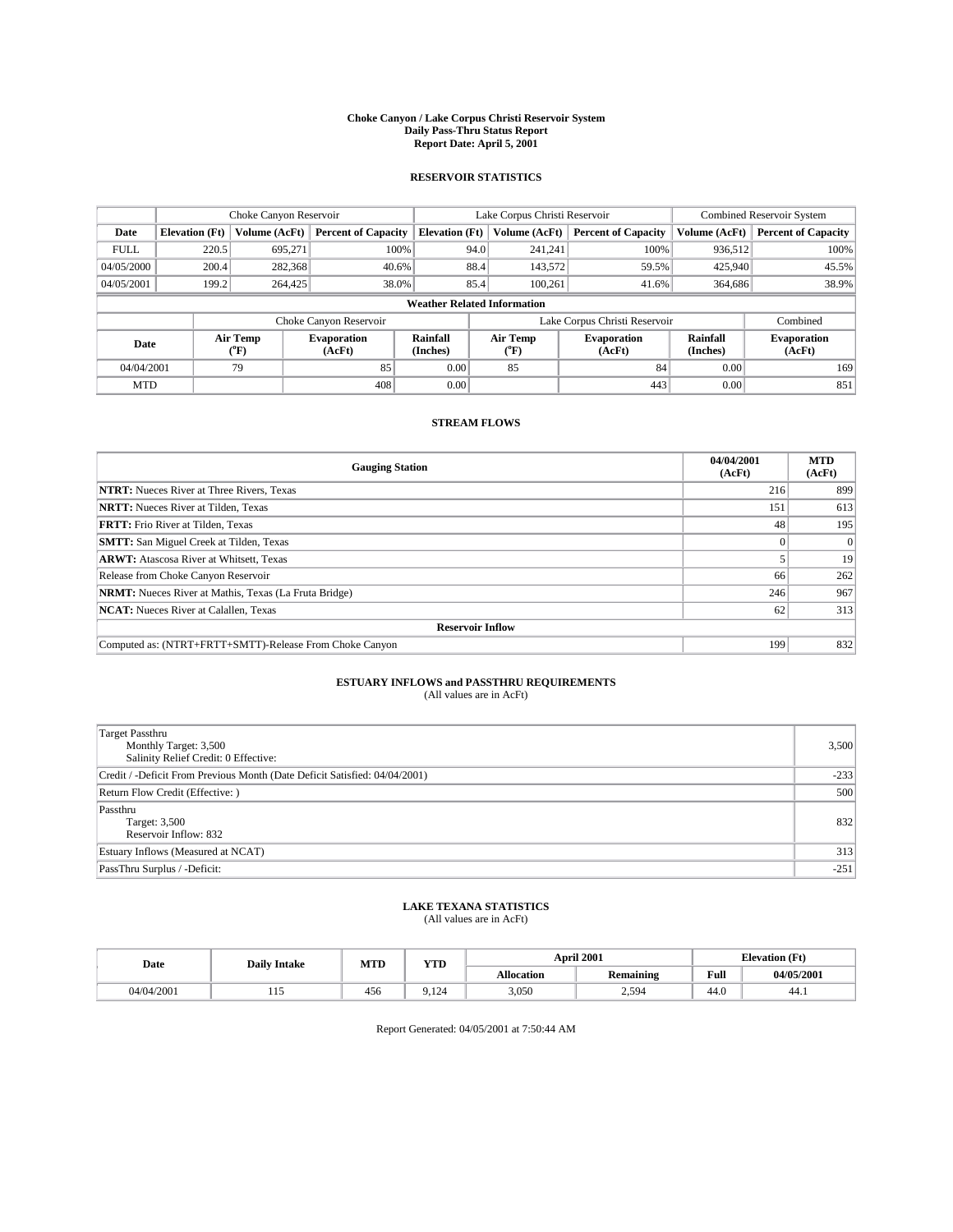**Choke Canyon / Lake Corpus Christi Reservoir System**
**Daily Pass-Thru Status Report**
**Report Date: April 5, 2001**

## RESERVOIR STATISTICS

| | Choke Canyon Reservoir | | | Lake Corpus Christi Reservoir | | | Combined Reservoir System | |
|---|---|---|---|---|---|---|---|---|
| Date | Elevation (Ft) | Volume (AcFt) | Percent of Capacity | Elevation (Ft) | Volume (AcFt) | Percent of Capacity | Volume (AcFt) | Percent of Capacity |
| FULL | 220.5 | 695,271 | 100% | 94.0 | 241,241 | 100% | 936,512 | 100% |
| 04/05/2000 | 200.4 | 282,368 | 40.6% | 88.4 | 143,572 | 59.5% | 425,940 | 45.5% |
| 04/05/2001 | 199.2 | 264,425 | 38.0% | 85.4 | 100,261 | 41.6% | 364,686 | 38.9% |

**Weather Related Information**

| | Choke Canyon Reservoir | | | Lake Corpus Christi Reservoir | | | Combined |
|---|---|---|---|---|---|---|---|
| Date | Air Temp (°F) | Evaporation (AcFt) | Rainfall (Inches) | Air Temp (°F) | Evaporation (AcFt) | Rainfall (Inches) | Evaporation (AcFt) |
| 04/04/2001 | 79 | 85 | 0.00 | 85 | 84 | 0.00 | 169 |
| MTD | | 408 | 0.00 | | 443 | 0.00 | 851 |

## STREAM FLOWS

| Gauging Station | 04/04/2001 (AcFt) | MTD (AcFt) |
|---|---|---|
| **NTRT:** Nueces River at Three Rivers, Texas | 216 | 899 |
| **NRTT:** Nueces River at Tilden, Texas | 151 | 613 |
| **FRTT:** Frio River at Tilden, Texas | 48 | 195 |
| **SMTT:** San Miguel Creek at Tilden, Texas | 0 | 0 |
| **ARWT:** Atascosa River at Whitsett, Texas | 5 | 19 |
| Release from Choke Canyon Reservoir | 66 | 262 |
| **NRMT:** Nueces River at Mathis, Texas (La Fruta Bridge) | 246 | 967 |
| **NCAT:** Nueces River at Calallen, Texas | 62 | 313 |
| **Reservoir Inflow** | | |
| Computed as: (NTRT+FRTT+SMTT)-Release From Choke Canyon | 199 | 832 |

## ESTUARY INFLOWS and PASSTHRU REQUIREMENTS

(All values are in AcFt)

| | |
|---|---|
| Target Passthru<br>Monthly Target: 3,500<br>Salinity Relief Credit: 0 Effective: | 3,500 |
| Credit / -Deficit From Previous Month (Date Deficit Satisfied: 04/04/2001) | -233 |
| Return Flow Credit (Effective: ) | 500 |
| Passthru<br>Target: 3,500<br>Reservoir Inflow: 832 | 832 |
| Estuary Inflows (Measured at NCAT) | 313 |
| PassThru Surplus / -Deficit: | -251 |

## LAKE TEXANA STATISTICS

(All values are in AcFt)

| Date | Daily Intake | MTD | YTD | April 2001 | | Elevation (Ft) | |
|---|---|---|---|---|---|---|---|
| | | | | Allocation | Remaining | Full | 04/05/2001 |
| 04/04/2001 | 115 | 456 | 9,124 | 3,050 | 2,594 | 44.0 | 44.1 |

Report Generated: 04/05/2001 at 7:50:44 AM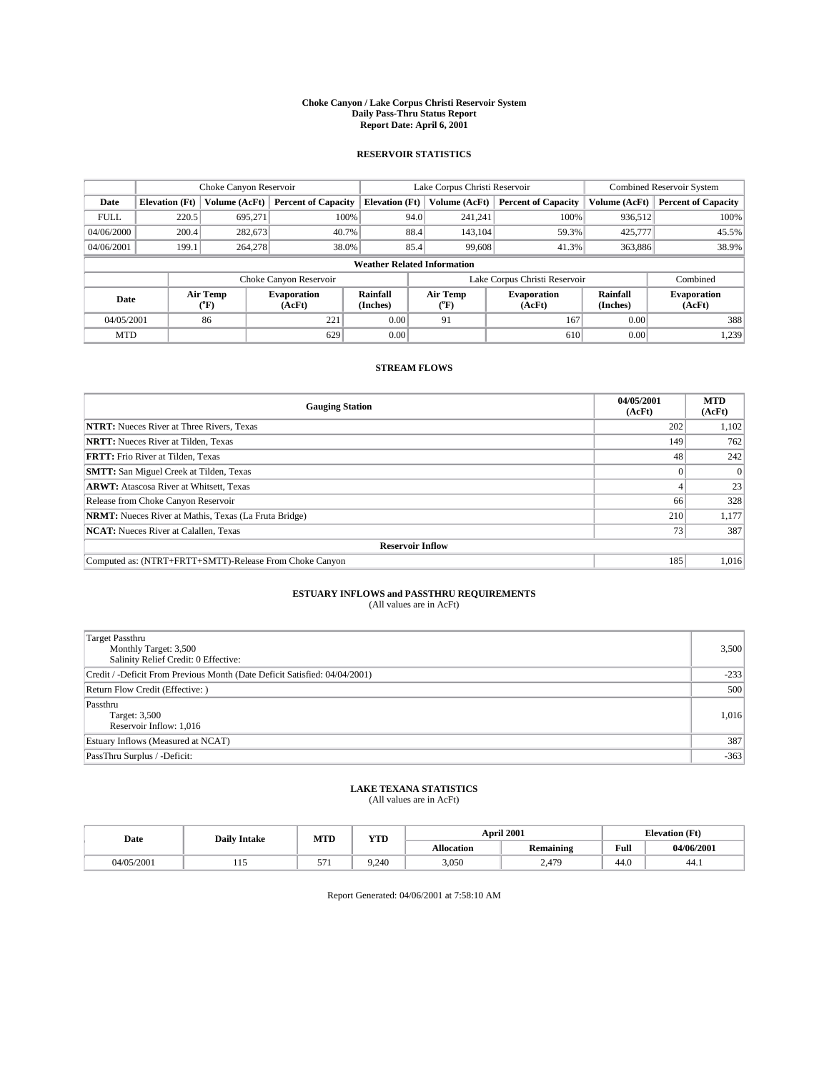# Choke Canyon / Lake Corpus Christi Reservoir System
## Daily Pass-Thru Status Report
## Report Date: April 6, 2001

### RESERVOIR STATISTICS

| | Choke Canyon Reservoir | | | Lake Corpus Christi Reservoir | | | Combined Reservoir System | |
|---|---|---|---|---|---|---|---|---|
| Date | Elevation (Ft) | Volume (AcFt) | Percent of Capacity | Elevation (Ft) | Volume (AcFt) | Percent of Capacity | Volume (AcFt) | Percent of Capacity |
| FULL | 220.5 | 695,271 | 100% | 94.0 | 241,241 | 100% | 936,512 | 100% |
| 04/06/2000 | 200.4 | 282,673 | 40.7% | 88.4 | 143,104 | 59.3% | 425,777 | 45.5% |
| 04/06/2001 | 199.1 | 264,278 | 38.0% | 85.4 | 99,608 | 41.3% | 363,886 | 38.9% |

**Weather Related Information**

| | Choke Canyon Reservoir | | | Lake Corpus Christi Reservoir | | | Combined |
|---|---|---|---|---|---|---|---|
| Date | Air Temp (°F) | Evaporation (AcFt) | Rainfall (Inches) | Air Temp (°F) | Evaporation (AcFt) | Rainfall (Inches) | Evaporation (AcFt) |
| 04/05/2001 | 86 | 221 | 0.00 | 91 | 167 | 0.00 | 388 |
| MTD | | 629 | 0.00 | | 610 | 0.00 | 1,239 |

### STREAM FLOWS

| Gauging Station | 04/05/2001 (AcFt) | MTD (AcFt) |
|---|---|---|
| **NTRT:** Nueces River at Three Rivers, Texas | 202 | 1,102 |
| **NRTT:** Nueces River at Tilden, Texas | 149 | 762 |
| **FRTT:** Frio River at Tilden, Texas | 48 | 242 |
| **SMTT:** San Miguel Creek at Tilden, Texas | 0 | 0 |
| **ARWT:** Atascosa River at Whitsett, Texas | 4 | 23 |
| Release from Choke Canyon Reservoir | 66 | 328 |
| **NRMT:** Nueces River at Mathis, Texas (La Fruta Bridge) | 210 | 1,177 |
| **NCAT:** Nueces River at Calallen, Texas | 73 | 387 |
| **Reservoir Inflow** | | |
| Computed as: (NTRT+FRTT+SMTT)-Release From Choke Canyon | 185 | 1,016 |

### ESTUARY INFLOWS and PASSTHRU REQUIREMENTS
(All values are in AcFt)

| | |
|---|---|
| Target Passthru<br>Monthly Target: 3,500<br>Salinity Relief Credit: 0 Effective: | 3,500 |
| Credit / -Deficit From Previous Month (Date Deficit Satisfied: 04/04/2001) | -233 |
| Return Flow Credit (Effective: ) | 500 |
| Passthru<br>Target: 3,500<br>Reservoir Inflow: 1,016 | 1,016 |
| Estuary Inflows (Measured at NCAT) | 387 |
| PassThru Surplus / -Deficit: | -363 |

### LAKE TEXANA STATISTICS
(All values are in AcFt)

| Date | Daily Intake | MTD | YTD | April 2001 | | Elevation (Ft) | |
|---|---|---|---|---|---|---|---|
| | | | | Allocation | Remaining | Full | 04/06/2001 |
| 04/05/2001 | 115 | 571 | 9,240 | 3,050 | 2,479 | 44.0 | 44.1 |

Report Generated: 04/06/2001 at 7:58:10 AM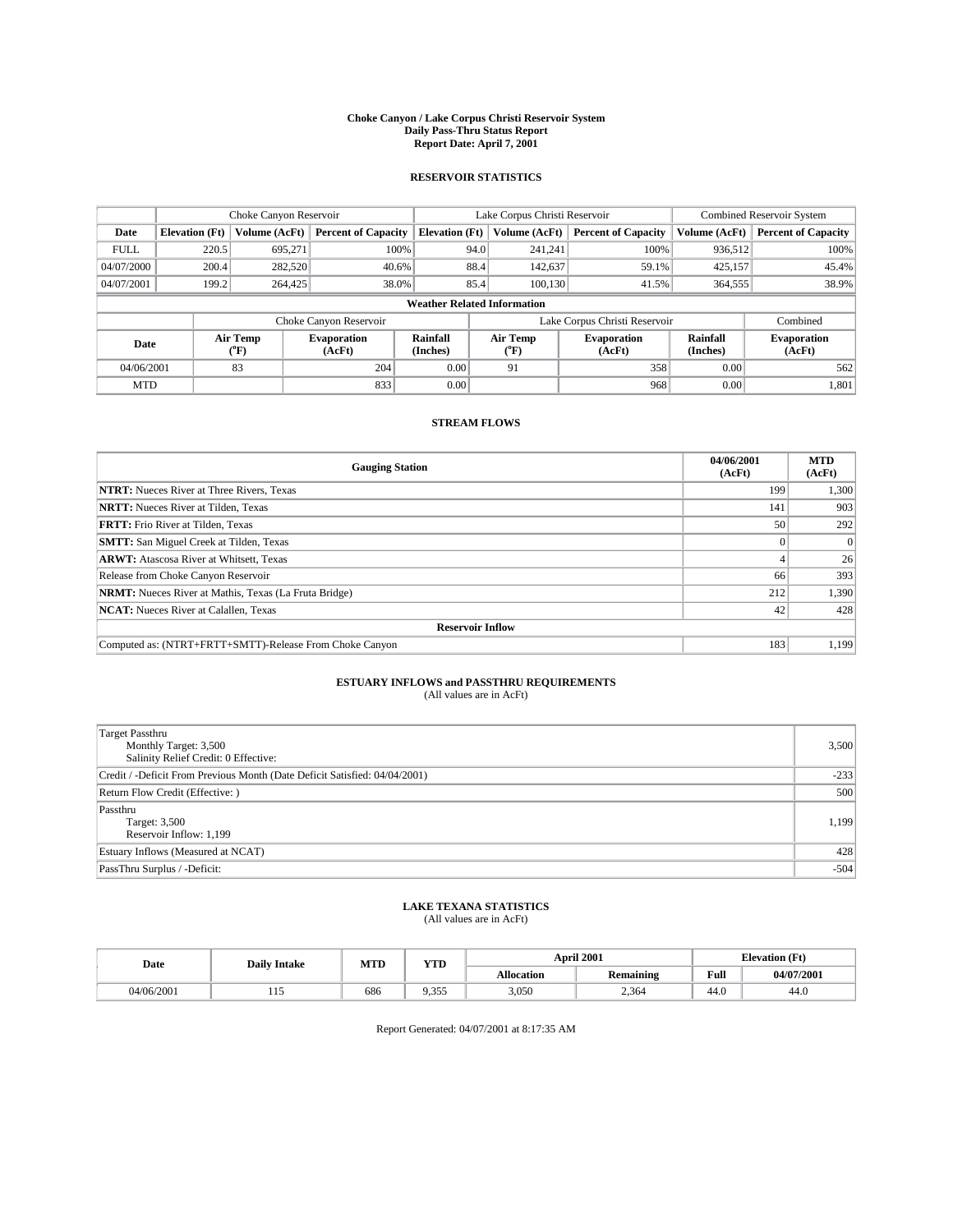# Choke Canyon / Lake Corpus Christi Reservoir System
## Daily Pass-Thru Status Report
## Report Date: April 7, 2001

### RESERVOIR STATISTICS

| | Choke Canyon Reservoir | | | Lake Corpus Christi Reservoir | | | Combined Reservoir System | |
|---|---|---|---|---|---|---|---|---|
| Date | Elevation (Ft) | Volume (AcFt) | Percent of Capacity | Elevation (Ft) | Volume (AcFt) | Percent of Capacity | Volume (AcFt) | Percent of Capacity |
| FULL | 220.5 | 695,271 | 100% | 94.0 | 241,241 | 100% | 936,512 | 100% |
| 04/07/2000 | 200.4 | 282,520 | 40.6% | 88.4 | 142,637 | 59.1% | 425,157 | 45.4% |
| 04/07/2001 | 199.2 | 264,425 | 38.0% | 85.4 | 100,130 | 41.5% | 364,555 | 38.9% |

**Weather Related Information**

| | Choke Canyon Reservoir | | | Lake Corpus Christi Reservoir | | | Combined |
|---|---|---|---|---|---|---|---|
| Date | Air Temp (°F) | Evaporation (AcFt) | Rainfall (Inches) | Air Temp (°F) | Evaporation (AcFt) | Rainfall (Inches) | Evaporation (AcFt) |
| 04/06/2001 | 83 | 204 | 0.00 | 91 | 358 | 0.00 | 562 |
| MTD | | 833 | 0.00 | | 968 | 0.00 | 1,801 |

### STREAM FLOWS

| Gauging Station | 04/06/2001 (AcFt) | MTD (AcFt) |
|---|---|---|
| **NTRT:** Nueces River at Three Rivers, Texas | 199 | 1,300 |
| **NRTT:** Nueces River at Tilden, Texas | 141 | 903 |
| **FRTT:** Frio River at Tilden, Texas | 50 | 292 |
| **SMTT:** San Miguel Creek at Tilden, Texas | 0 | 0 |
| **ARWT:** Atascosa River at Whitsett, Texas | 4 | 26 |
| Release from Choke Canyon Reservoir | 66 | 393 |
| **NRMT:** Nueces River at Mathis, Texas (La Fruta Bridge) | 212 | 1,390 |
| **NCAT:** Nueces River at Calallen, Texas | 42 | 428 |
| **Reservoir Inflow** | | |
| Computed as: (NTRT+FRTT+SMTT)-Release From Choke Canyon | 183 | 1,199 |

### ESTUARY INFLOWS and PASSTHRU REQUIREMENTS
(All values are in AcFt)

| | |
|---|---|
| Target Passthru<br>Monthly Target: 3,500<br>Salinity Relief Credit: 0 Effective: | 3,500 |
| Credit / -Deficit From Previous Month (Date Deficit Satisfied: 04/04/2001) | -233 |
| Return Flow Credit (Effective: ) | 500 |
| Passthru<br>Target: 3,500<br>Reservoir Inflow: 1,199 | 1,199 |
| Estuary Inflows (Measured at NCAT) | 428 |
| PassThru Surplus / -Deficit: | -504 |

### LAKE TEXANA STATISTICS
(All values are in AcFt)

| Date | Daily Intake | MTD | YTD | April 2001 | | Elevation (Ft) | |
|---|---|---|---|---|---|---|---|
| | | | | Allocation | Remaining | Full | 04/07/2001 |
| 04/06/2001 | 115 | 686 | 9,355 | 3,050 | 2,364 | 44.0 | 44.0 |

Report Generated: 04/07/2001 at 8:17:35 AM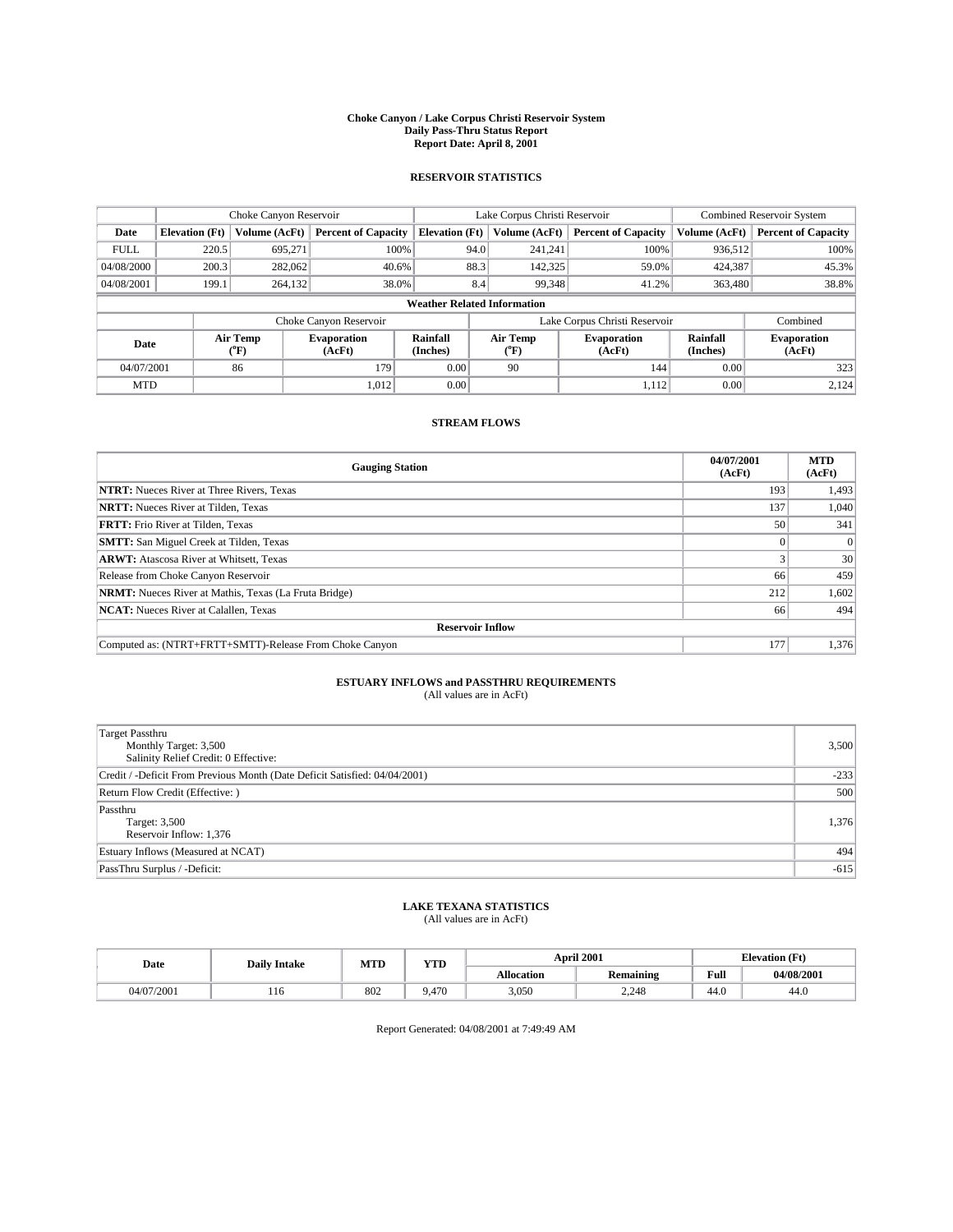# Choke Canyon / Lake Corpus Christi Reservoir System
## Daily Pass-Thru Status Report
## Report Date: April 8, 2001

### RESERVOIR STATISTICS

| | Choke Canyon Reservoir | | | Lake Corpus Christi Reservoir | | | Combined Reservoir System | |
|---|---|---|---|---|---|---|---|---|
| Date | Elevation (Ft) | Volume (AcFt) | Percent of Capacity | Elevation (Ft) | Volume (AcFt) | Percent of Capacity | Volume (AcFt) | Percent of Capacity |
| FULL | 220.5 | 695,271 | 100% | 94.0 | 241,241 | 100% | 936,512 | 100% |
| 04/08/2000 | 200.3 | 282,062 | 40.6% | 88.3 | 142,325 | 59.0% | 424,387 | 45.3% |
| 04/08/2001 | 199.1 | 264,132 | 38.0% | 8.4 | 99,348 | 41.2% | 363,480 | 38.8% |

**Weather Related Information**

| | Choke Canyon Reservoir | | | Lake Corpus Christi Reservoir | | | Combined |
|---|---|---|---|---|---|---|---|
| Date | Air Temp (°F) | Evaporation (AcFt) | Rainfall (Inches) | Air Temp (°F) | Evaporation (AcFt) | Rainfall (Inches) | Evaporation (AcFt) |
| 04/07/2001 | 86 | 179 | 0.00 | 90 | 144 | 0.00 | 323 |
| MTD | | 1,012 | 0.00 | | 1,112 | 0.00 | 2,124 |

### STREAM FLOWS

| Gauging Station | 04/07/2001 (AcFt) | MTD (AcFt) |
|---|---|---|
| **NTRT:** Nueces River at Three Rivers, Texas | 193 | 1,493 |
| **NRTT:** Nueces River at Tilden, Texas | 137 | 1,040 |
| **FRTT:** Frio River at Tilden, Texas | 50 | 341 |
| **SMTT:** San Miguel Creek at Tilden, Texas | 0 | 0 |
| **ARWT:** Atascosa River at Whitsett, Texas | 3 | 30 |
| Release from Choke Canyon Reservoir | 66 | 459 |
| **NRMT:** Nueces River at Mathis, Texas (La Fruta Bridge) | 212 | 1,602 |
| **NCAT:** Nueces River at Calallen, Texas | 66 | 494 |
| **Reservoir Inflow** | | |
| Computed as: (NTRT+FRTT+SMTT)-Release From Choke Canyon | 177 | 1,376 |

### ESTUARY INFLOWS and PASSTHRU REQUIREMENTS
(All values are in AcFt)

| | |
|---|---|
| Target Passthru<br>Monthly Target: 3,500<br>Salinity Relief Credit: 0 Effective: | 3,500 |
| Credit / -Deficit From Previous Month (Date Deficit Satisfied: 04/04/2001) | -233 |
| Return Flow Credit (Effective: ) | 500 |
| Passthru<br>Target: 3,500<br>Reservoir Inflow: 1,376 | 1,376 |
| Estuary Inflows (Measured at NCAT) | 494 |
| PassThru Surplus / -Deficit: | -615 |

### LAKE TEXANA STATISTICS
(All values are in AcFt)

| Date | Daily Intake | MTD | YTD | April 2001 | | Elevation (Ft) | |
|---|---|---|---|---|---|---|---|
| | | | | Allocation | Remaining | Full | 04/08/2001 |
| 04/07/2001 | 116 | 802 | 9,470 | 3,050 | 2,248 | 44.0 | 44.0 |

Report Generated: 04/08/2001 at 7:49:49 AM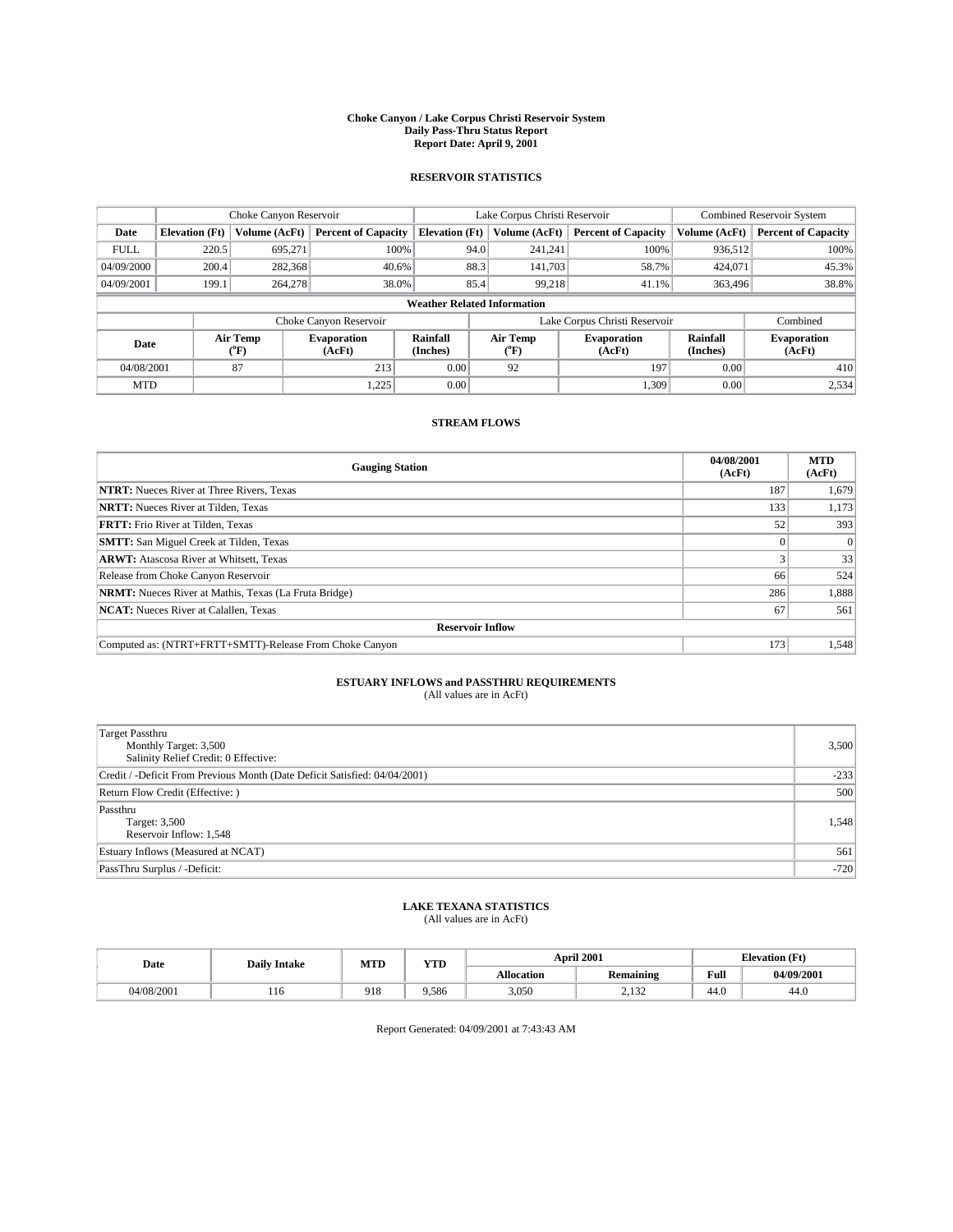**Choke Canyon / Lake Corpus Christi Reservoir System**
**Daily Pass-Thru Status Report**
**Report Date: April 9, 2001**

## RESERVOIR STATISTICS

| | Choke Canyon Reservoir | | | Lake Corpus Christi Reservoir | | | Combined Reservoir System | |
|---|---|---|---|---|---|---|---|---|
| Date | Elevation (Ft) | Volume (AcFt) | Percent of Capacity | Elevation (Ft) | Volume (AcFt) | Percent of Capacity | Volume (AcFt) | Percent of Capacity |
| FULL | 220.5 | 695,271 | 100% | 94.0 | 241,241 | 100% | 936,512 | 100% |
| 04/09/2000 | 200.4 | 282,368 | 40.6% | 88.3 | 141,703 | 58.7% | 424,071 | 45.3% |
| 04/09/2001 | 199.1 | 264,278 | 38.0% | 85.4 | 99,218 | 41.1% | 363,496 | 38.8% |

**Weather Related Information**

| | Choke Canyon Reservoir | | | Lake Corpus Christi Reservoir | | | Combined |
|---|---|---|---|---|---|---|---|
| Date | Air Temp (°F) | Evaporation (AcFt) | Rainfall (Inches) | Air Temp (°F) | Evaporation (AcFt) | Rainfall (Inches) | Evaporation (AcFt) |
| 04/08/2001 | 87 | 213 | 0.00 | 92 | 197 | 0.00 | 410 |
| MTD | | 1,225 | 0.00 | | 1,309 | 0.00 | 2,534 |

## STREAM FLOWS

| Gauging Station | 04/08/2001 (AcFt) | MTD (AcFt) |
|---|---|---|
| **NTRT:** Nueces River at Three Rivers, Texas | 187 | 1,679 |
| **NRTT:** Nueces River at Tilden, Texas | 133 | 1,173 |
| **FRTT:** Frio River at Tilden, Texas | 52 | 393 |
| **SMTT:** San Miguel Creek at Tilden, Texas | 0 | 0 |
| **ARWT:** Atascosa River at Whitsett, Texas | 3 | 33 |
| Release from Choke Canyon Reservoir | 66 | 524 |
| **NRMT:** Nueces River at Mathis, Texas (La Fruta Bridge) | 286 | 1,888 |
| **NCAT:** Nueces River at Calallen, Texas | 67 | 561 |
| **Reservoir Inflow** | | |
| Computed as: (NTRT+FRTT+SMTT)-Release From Choke Canyon | 173 | 1,548 |

## ESTUARY INFLOWS and PASSTHRU REQUIREMENTS

(All values are in AcFt)

| | |
|---|---|
| Target Passthru<br>Monthly Target: 3,500<br>Salinity Relief Credit: 0 Effective: | 3,500 |
| Credit / -Deficit From Previous Month (Date Deficit Satisfied: 04/04/2001) | -233 |
| Return Flow Credit (Effective: ) | 500 |
| Passthru<br>Target: 3,500<br>Reservoir Inflow: 1,548 | 1,548 |
| Estuary Inflows (Measured at NCAT) | 561 |
| PassThru Surplus / -Deficit: | -720 |

## LAKE TEXANA STATISTICS

(All values are in AcFt)

| Date | Daily Intake | MTD | YTD | April 2001 | | Elevation (Ft) | |
|---|---|---|---|---|---|---|---|
| | | | | Allocation | Remaining | Full | 04/09/2001 |
| 04/08/2001 | 116 | 918 | 9,586 | 3,050 | 2,132 | 44.0 | 44.0 |

Report Generated: 04/09/2001 at 7:43:43 AM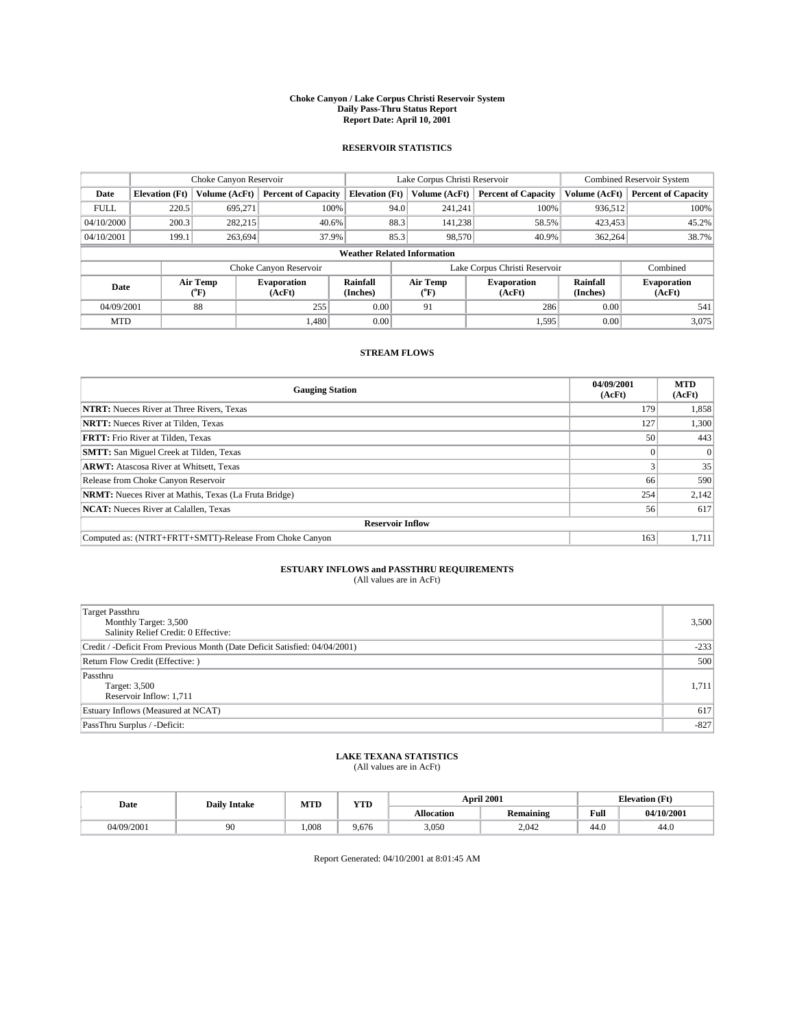**Choke Canyon / Lake Corpus Christi Reservoir System**
**Daily Pass-Thru Status Report**
**Report Date: April 10, 2001**

## RESERVOIR STATISTICS

| | Choke Canyon Reservoir | | | Lake Corpus Christi Reservoir | | | Combined Reservoir System | |
|---|---|---|---|---|---|---|---|---|
| **Date** | **Elevation (Ft)** | **Volume (AcFt)** | **Percent of Capacity** | **Elevation (Ft)** | **Volume (AcFt)** | **Percent of Capacity** | **Volume (AcFt)** | **Percent of Capacity** |
| FULL | 220.5 | 695,271 | 100% | 94.0 | 241,241 | 100% | 936,512 | 100% |
| 04/10/2000 | 200.3 | 282,215 | 40.6% | 88.3 | 141,238 | 58.5% | 423,453 | 45.2% |
| 04/10/2001 | 199.1 | 263,694 | 37.9% | 85.3 | 98,570 | 40.9% | 362,264 | 38.7% |

**Weather Related Information**

| | Choke Canyon Reservoir | | | Lake Corpus Christi Reservoir | | | Combined |
|---|---|---|---|---|---|---|---|
| **Date** | **Air Temp (°F)** | **Evaporation (AcFt)** | **Rainfall (Inches)** | **Air Temp (°F)** | **Evaporation (AcFt)** | **Rainfall (Inches)** | **Evaporation (AcFt)** |
| 04/09/2001 | 88 | 255 | 0.00 | 91 | 286 | 0.00 | 541 |
| MTD | | 1,480 | 0.00 | | 1,595 | 0.00 | 3,075 |

## STREAM FLOWS

| Gauging Station | 04/09/2001 (AcFt) | MTD (AcFt) |
|---|---|---|
| **NTRT:** Nueces River at Three Rivers, Texas | 179 | 1,858 |
| **NRTT:** Nueces River at Tilden, Texas | 127 | 1,300 |
| **FRTT:** Frio River at Tilden, Texas | 50 | 443 |
| **SMTT:** San Miguel Creek at Tilden, Texas | 0 | 0 |
| **ARWT:** Atascosa River at Whitsett, Texas | 3 | 35 |
| Release from Choke Canyon Reservoir | 66 | 590 |
| **NRMT:** Nueces River at Mathis, Texas (La Fruta Bridge) | 254 | 2,142 |
| **NCAT:** Nueces River at Calallen, Texas | 56 | 617 |
| **Reservoir Inflow** | | |
| Computed as: (NTRT+FRTT+SMTT)-Release From Choke Canyon | 163 | 1,711 |

## ESTUARY INFLOWS and PASSTHRU REQUIREMENTS
(All values are in AcFt)

| | |
|---|---|
| Target Passthru<br>Monthly Target: 3,500<br>Salinity Relief Credit: 0 Effective: | 3,500 |
| Credit / -Deficit From Previous Month (Date Deficit Satisfied: 04/04/2001) | -233 |
| Return Flow Credit (Effective: ) | 500 |
| Passthru<br>Target: 3,500<br>Reservoir Inflow: 1,711 | 1,711 |
| Estuary Inflows (Measured at NCAT) | 617 |
| PassThru Surplus / -Deficit: | -827 |

## LAKE TEXANA STATISTICS
(All values are in AcFt)

| Date | Daily Intake | MTD | YTD | April 2001 | | Elevation (Ft) | |
|---|---|---|---|---|---|---|---|
| | | | | **Allocation** | **Remaining** | **Full** | **04/10/2001** |
| 04/09/2001 | 90 | 1,008 | 9,676 | 3,050 | 2,042 | 44.0 | 44.0 |

Report Generated: 04/10/2001 at 8:01:45 AM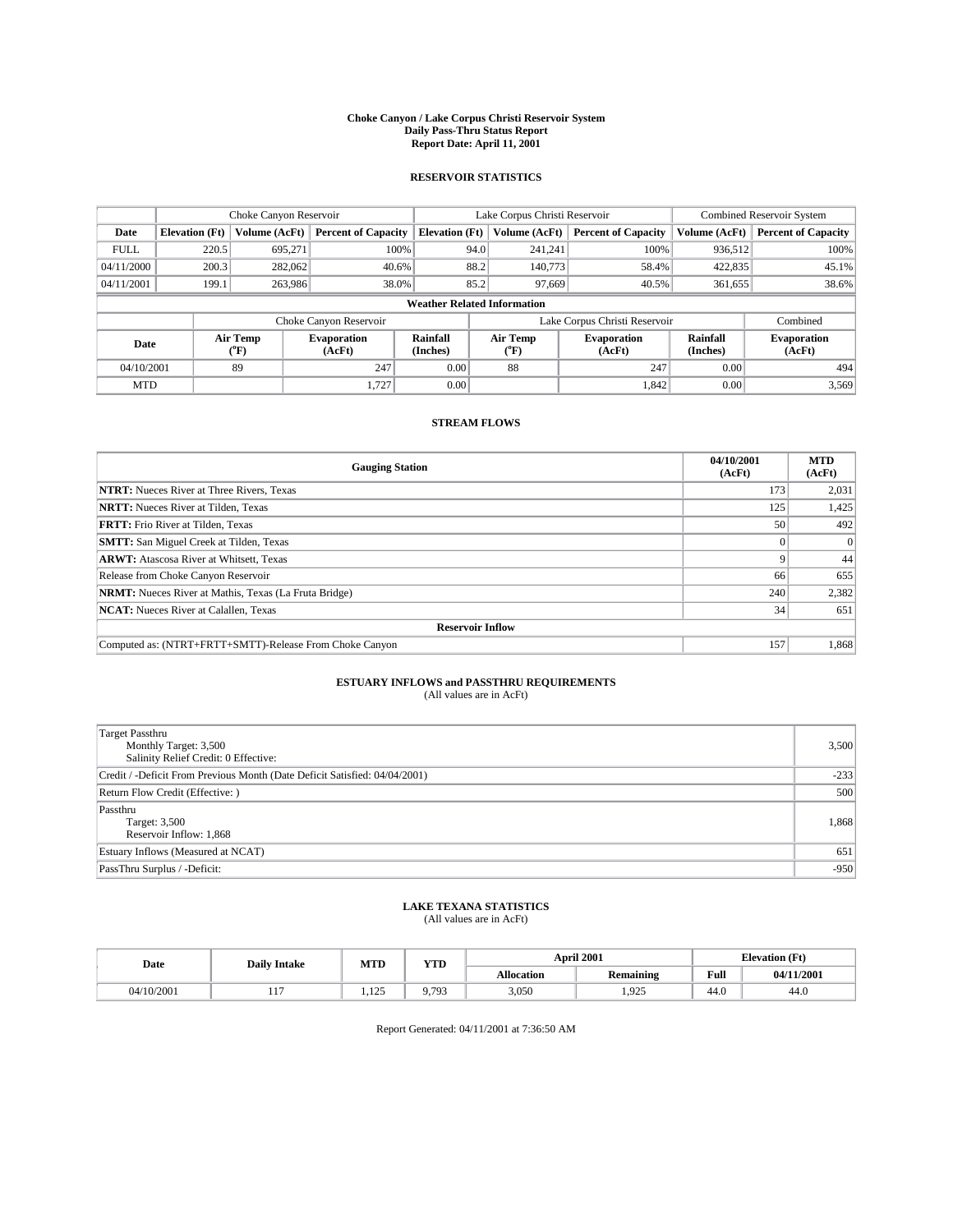**Choke Canyon / Lake Corpus Christi Reservoir System**
**Daily Pass-Thru Status Report**
**Report Date: April 11, 2001**

## RESERVOIR STATISTICS

| | Choke Canyon Reservoir | | | Lake Corpus Christi Reservoir | | | Combined Reservoir System | |
|---|---|---|---|---|---|---|---|---|
| **Date** | **Elevation (Ft)** | **Volume (AcFt)** | **Percent of Capacity** | **Elevation (Ft)** | **Volume (AcFt)** | **Percent of Capacity** | **Volume (AcFt)** | **Percent of Capacity** |
| FULL | 220.5 | 695,271 | 100% | 94.0 | 241,241 | 100% | 936,512 | 100% |
| 04/11/2000 | 200.3 | 282,062 | 40.6% | 88.2 | 140,773 | 58.4% | 422,835 | 45.1% |
| 04/11/2001 | 199.1 | 263,986 | 38.0% | 85.2 | 97,669 | 40.5% | 361,655 | 38.6% |

**Weather Related Information**

| | Choke Canyon Reservoir | | | Lake Corpus Christi Reservoir | | | Combined |
|---|---|---|---|---|---|---|---|
| **Date** | **Air Temp (°F)** | **Evaporation (AcFt)** | **Rainfall (Inches)** | **Air Temp (°F)** | **Evaporation (AcFt)** | **Rainfall (Inches)** | **Evaporation (AcFt)** |
| 04/10/2001 | 89 | 247 | 0.00 | 88 | 247 | 0.00 | 494 |
| MTD | | 1,727 | 0.00 | | 1,842 | 0.00 | 3,569 |

## STREAM FLOWS

| Gauging Station | 04/10/2001 (AcFt) | MTD (AcFt) |
|---|---|---|
| **NTRT:** Nueces River at Three Rivers, Texas | 173 | 2,031 |
| **NRTT:** Nueces River at Tilden, Texas | 125 | 1,425 |
| **FRTT:** Frio River at Tilden, Texas | 50 | 492 |
| **SMTT:** San Miguel Creek at Tilden, Texas | 0 | 0 |
| **ARWT:** Atascosa River at Whitsett, Texas | 9 | 44 |
| Release from Choke Canyon Reservoir | 66 | 655 |
| **NRMT:** Nueces River at Mathis, Texas (La Fruta Bridge) | 240 | 2,382 |
| **NCAT:** Nueces River at Calallen, Texas | 34 | 651 |
| **Reservoir Inflow** | | |
| Computed as: (NTRT+FRTT+SMTT)-Release From Choke Canyon | 157 | 1,868 |

## ESTUARY INFLOWS and PASSTHRU REQUIREMENTS

(All values are in AcFt)

| | |
|---|---|
| Target Passthru<br>Monthly Target: 3,500<br>Salinity Relief Credit: 0 Effective: | 3,500 |
| Credit / -Deficit From Previous Month (Date Deficit Satisfied: 04/04/2001) | -233 |
| Return Flow Credit (Effective: ) | 500 |
| Passthru<br>Target: 3,500<br>Reservoir Inflow: 1,868 | 1,868 |
| Estuary Inflows (Measured at NCAT) | 651 |
| PassThru Surplus / -Deficit: | -950 |

## LAKE TEXANA STATISTICS

(All values are in AcFt)

| Date | Daily Intake | MTD | YTD | April 2001 | | Elevation (Ft) | |
|---|---|---|---|---|---|---|---|
| | | | | **Allocation** | **Remaining** | **Full** | **04/11/2001** |
| 04/10/2001 | 117 | 1,125 | 9,793 | 3,050 | 1,925 | 44.0 | 44.0 |

Report Generated: 04/11/2001 at 7:36:50 AM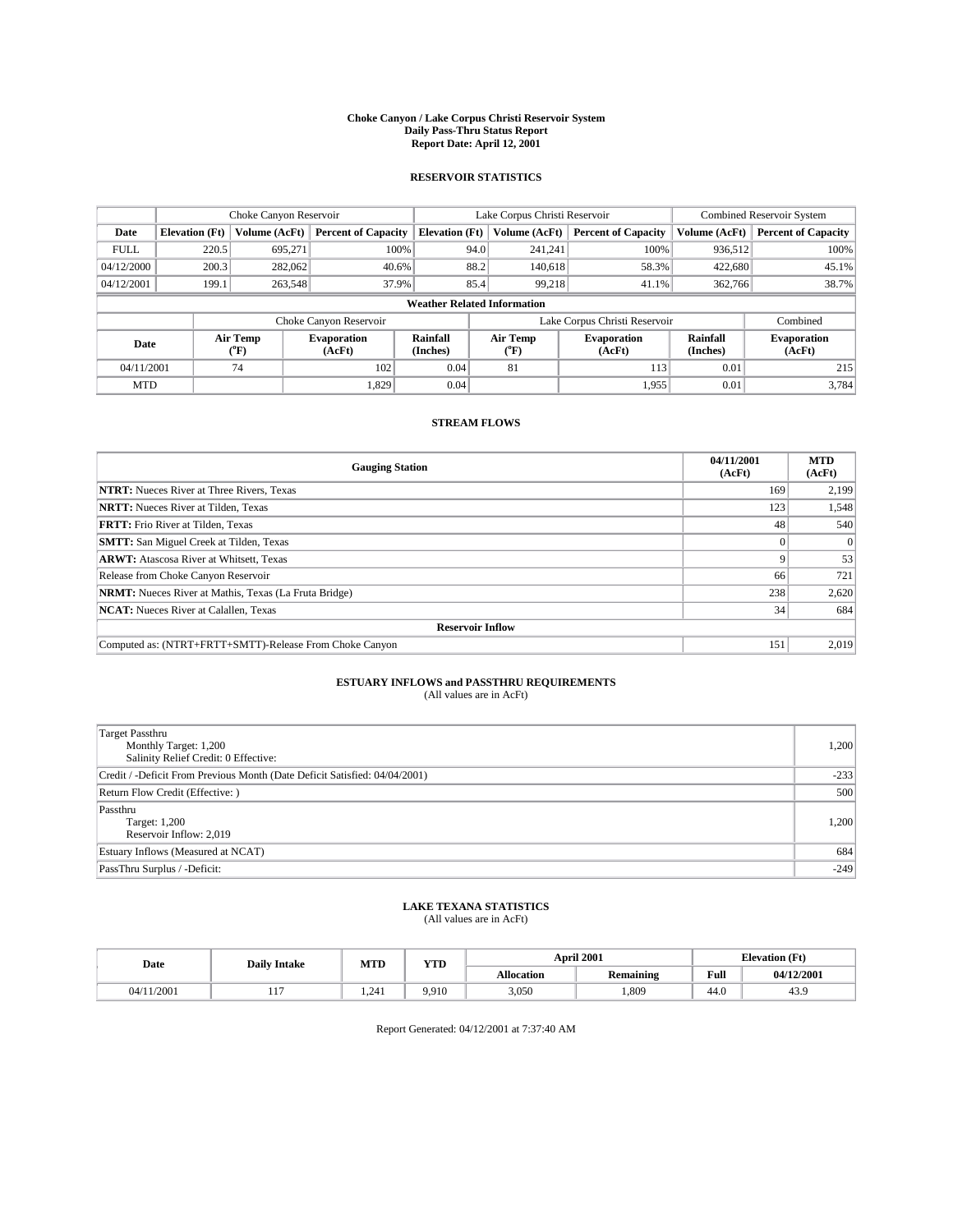# Choke Canyon / Lake Corpus Christi Reservoir System
## Daily Pass-Thru Status Report
## Report Date: April 12, 2001

### RESERVOIR STATISTICS

| | Choke Canyon Reservoir | | | Lake Corpus Christi Reservoir | | | Combined Reservoir System | |
|---|---|---|---|---|---|---|---|---|
| Date | Elevation (Ft) | Volume (AcFt) | Percent of Capacity | Elevation (Ft) | Volume (AcFt) | Percent of Capacity | Volume (AcFt) | Percent of Capacity |
| FULL | 220.5 | 695,271 | 100% | 94.0 | 241,241 | 100% | 936,512 | 100% |
| 04/12/2000 | 200.3 | 282,062 | 40.6% | 88.2 | 140,618 | 58.3% | 422,680 | 45.1% |
| 04/12/2001 | 199.1 | 263,548 | 37.9% | 85.4 | 99,218 | 41.1% | 362,766 | 38.7% |

**Weather Related Information**

| | Choke Canyon Reservoir | | | Lake Corpus Christi Reservoir | | | Combined |
|---|---|---|---|---|---|---|---|
| Date | Air Temp (°F) | Evaporation (AcFt) | Rainfall (Inches) | Air Temp (°F) | Evaporation (AcFt) | Rainfall (Inches) | Evaporation (AcFt) |
| 04/11/2001 | 74 | 102 | 0.04 | 81 | 113 | 0.01 | 215 |
| MTD | | 1,829 | 0.04 | | 1,955 | 0.01 | 3,784 |

### STREAM FLOWS

| Gauging Station | 04/11/2001 (AcFt) | MTD (AcFt) |
|---|---|---|
| **NTRT:** Nueces River at Three Rivers, Texas | 169 | 2,199 |
| **NRTT:** Nueces River at Tilden, Texas | 123 | 1,548 |
| **FRTT:** Frio River at Tilden, Texas | 48 | 540 |
| **SMTT:** San Miguel Creek at Tilden, Texas | 0 | 0 |
| **ARWT:** Atascosa River at Whitsett, Texas | 9 | 53 |
| Release from Choke Canyon Reservoir | 66 | 721 |
| **NRMT:** Nueces River at Mathis, Texas (La Fruta Bridge) | 238 | 2,620 |
| **NCAT:** Nueces River at Calallen, Texas | 34 | 684 |
| **Reservoir Inflow** | | |
| Computed as: (NTRT+FRTT+SMTT)-Release From Choke Canyon | 151 | 2,019 |

### ESTUARY INFLOWS and PASSTHRU REQUIREMENTS
(All values are in AcFt)

| | |
|---|---|
| Target Passthru<br>Monthly Target: 1,200<br>Salinity Relief Credit: 0 Effective: | 1,200 |
| Credit / -Deficit From Previous Month (Date Deficit Satisfied: 04/04/2001) | -233 |
| Return Flow Credit (Effective: ) | 500 |
| Passthru<br>Target: 1,200<br>Reservoir Inflow: 2,019 | 1,200 |
| Estuary Inflows (Measured at NCAT) | 684 |
| PassThru Surplus / -Deficit: | -249 |

### LAKE TEXANA STATISTICS
(All values are in AcFt)

| Date | Daily Intake | MTD | YTD | April 2001 | | Elevation (Ft) | |
|---|---|---|---|---|---|---|---|
| | | | | Allocation | Remaining | Full | 04/12/2001 |
| 04/11/2001 | 117 | 1,241 | 9,910 | 3,050 | 1,809 | 44.0 | 43.9 |

Report Generated: 04/12/2001 at 7:37:40 AM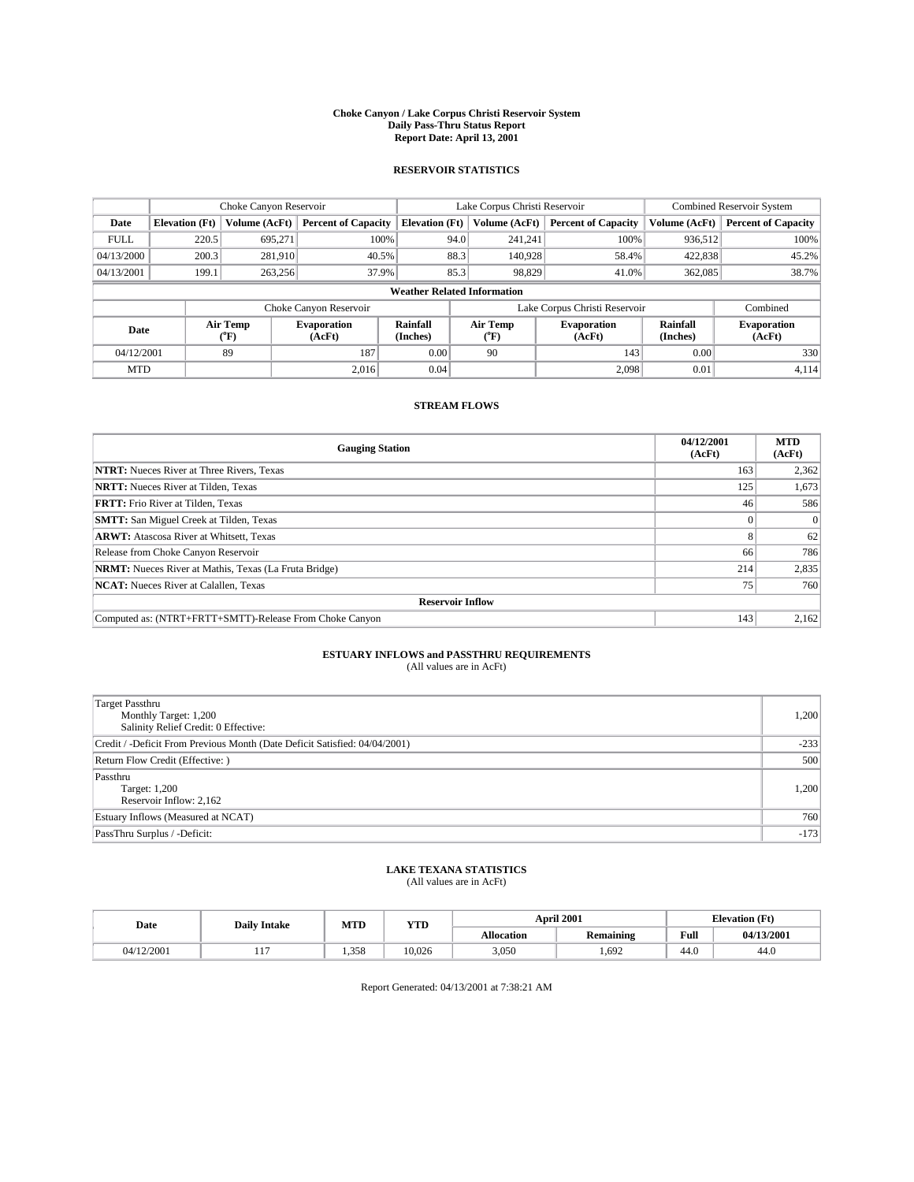**Choke Canyon / Lake Corpus Christi Reservoir System**
**Daily Pass-Thru Status Report**
**Report Date: April 13, 2001**

## RESERVOIR STATISTICS

| | Choke Canyon Reservoir | | | Lake Corpus Christi Reservoir | | | Combined Reservoir System | |
|---|---|---|---|---|---|---|---|---|
| **Date** | **Elevation (Ft)** | **Volume (AcFt)** | **Percent of Capacity** | **Elevation (Ft)** | **Volume (AcFt)** | **Percent of Capacity** | **Volume (AcFt)** | **Percent of Capacity** |
| FULL | 220.5 | 695,271 | 100% | 94.0 | 241,241 | 100% | 936,512 | 100% |
| 04/13/2000 | 200.3 | 281,910 | 40.5% | 88.3 | 140,928 | 58.4% | 422,838 | 45.2% |
| 04/13/2001 | 199.1 | 263,256 | 37.9% | 85.3 | 98,829 | 41.0% | 362,085 | 38.7% |

**Weather Related Information**

| | Choke Canyon Reservoir | | | Lake Corpus Christi Reservoir | | | Combined |
|---|---|---|---|---|---|---|---|
| **Date** | **Air Temp (°F)** | **Evaporation (AcFt)** | **Rainfall (Inches)** | **Air Temp (°F)** | **Evaporation (AcFt)** | **Rainfall (Inches)** | **Evaporation (AcFt)** |
| 04/12/2001 | 89 | 187 | 0.00 | 90 | 143 | 0.00 | 330 |
| MTD | | 2,016 | 0.04 | | 2,098 | 0.01 | 4,114 |

## STREAM FLOWS

| Gauging Station | 04/12/2001 (AcFt) | MTD (AcFt) |
|---|---|---|
| **NTRT:** Nueces River at Three Rivers, Texas | 163 | 2,362 |
| **NRTT:** Nueces River at Tilden, Texas | 125 | 1,673 |
| **FRTT:** Frio River at Tilden, Texas | 46 | 586 |
| **SMTT:** San Miguel Creek at Tilden, Texas | 0 | 0 |
| **ARWT:** Atascosa River at Whitsett, Texas | 8 | 62 |
| Release from Choke Canyon Reservoir | 66 | 786 |
| **NRMT:** Nueces River at Mathis, Texas (La Fruta Bridge) | 214 | 2,835 |
| **NCAT:** Nueces River at Calallen, Texas | 75 | 760 |
| **Reservoir Inflow** | | |
| Computed as: (NTRT+FRTT+SMTT)-Release From Choke Canyon | 143 | 2,162 |

## ESTUARY INFLOWS and PASSTHRU REQUIREMENTS
(All values are in AcFt)

| | |
|---|---|
| Target Passthru<br>Monthly Target: 1,200<br>Salinity Relief Credit: 0 Effective: | 1,200 |
| Credit / -Deficit From Previous Month (Date Deficit Satisfied: 04/04/2001) | -233 |
| Return Flow Credit (Effective: ) | 500 |
| Passthru<br>Target: 1,200<br>Reservoir Inflow: 2,162 | 1,200 |
| Estuary Inflows (Measured at NCAT) | 760 |
| PassThru Surplus / -Deficit: | -173 |

## LAKE TEXANA STATISTICS
(All values are in AcFt)

| Date | Daily Intake | MTD | YTD | April 2001 | | Elevation (Ft) | |
|---|---|---|---|---|---|---|---|
| | | | | **Allocation** | **Remaining** | **Full** | **04/13/2001** |
| 04/12/2001 | 117 | 1,358 | 10,026 | 3,050 | 1,692 | 44.0 | 44.0 |

Report Generated: 04/13/2001 at 7:38:21 AM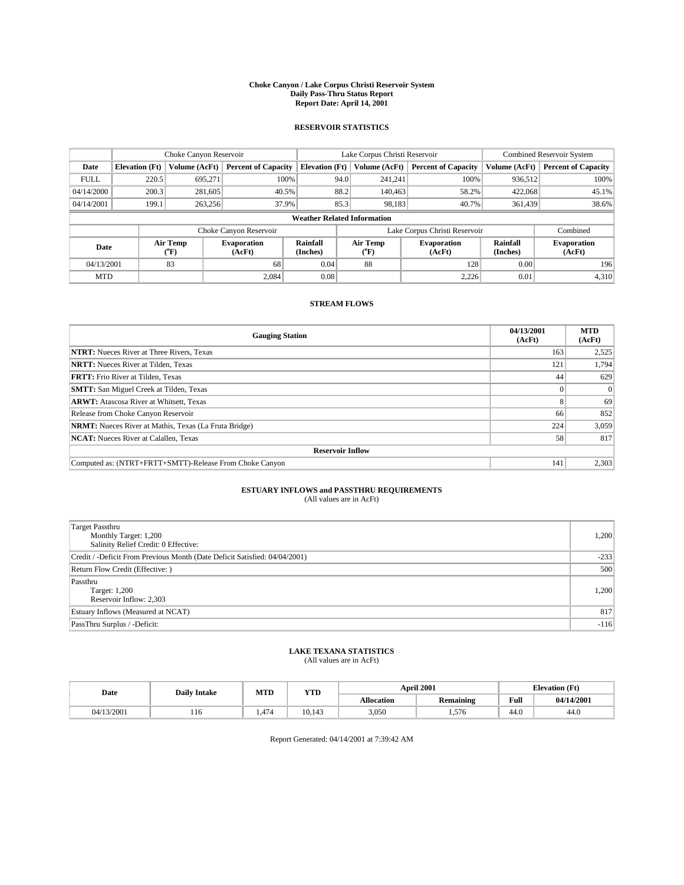# Choke Canyon / Lake Corpus Christi Reservoir System
## Daily Pass-Thru Status Report
## Report Date: April 14, 2001

### RESERVOIR STATISTICS

| | Choke Canyon Reservoir | | | Lake Corpus Christi Reservoir | | | Combined Reservoir System | |
|---|---|---|---|---|---|---|---|---|
| Date | Elevation (Ft) | Volume (AcFt) | Percent of Capacity | Elevation (Ft) | Volume (AcFt) | Percent of Capacity | Volume (AcFt) | Percent of Capacity |
| FULL | 220.5 | 695,271 | 100% | 94.0 | 241,241 | 100% | 936,512 | 100% |
| 04/14/2000 | 200.3 | 281,605 | 40.5% | 88.2 | 140,463 | 58.2% | 422,068 | 45.1% |
| 04/14/2001 | 199.1 | 263,256 | 37.9% | 85.3 | 98,183 | 40.7% | 361,439 | 38.6% |

**Weather Related Information**

| | Choke Canyon Reservoir | | | Lake Corpus Christi Reservoir | | | Combined |
|---|---|---|---|---|---|---|---|
| Date | Air Temp (°F) | Evaporation (AcFt) | Rainfall (Inches) | Air Temp (°F) | Evaporation (AcFt) | Rainfall (Inches) | Evaporation (AcFt) |
| 04/13/2001 | 83 | 68 | 0.04 | 88 | 128 | 0.00 | 196 |
| MTD | | 2,084 | 0.08 | | 2,226 | 0.01 | 4,310 |

### STREAM FLOWS

| Gauging Station | 04/13/2001 (AcFt) | MTD (AcFt) |
|---|---|---|
| **NTRT:** Nueces River at Three Rivers, Texas | 163 | 2,525 |
| **NRTT:** Nueces River at Tilden, Texas | 121 | 1,794 |
| **FRTT:** Frio River at Tilden, Texas | 44 | 629 |
| **SMTT:** San Miguel Creek at Tilden, Texas | 0 | 0 |
| **ARWT:** Atascosa River at Whitsett, Texas | 8 | 69 |
| Release from Choke Canyon Reservoir | 66 | 852 |
| **NRMT:** Nueces River at Mathis, Texas (La Fruta Bridge) | 224 | 3,059 |
| **NCAT:** Nueces River at Calallen, Texas | 58 | 817 |
| **Reservoir Inflow** | | |
| Computed as: (NTRT+FRTT+SMTT)-Release From Choke Canyon | 141 | 2,303 |

### ESTUARY INFLOWS and PASSTHRU REQUIREMENTS
(All values are in AcFt)

| | |
|---|---|
| Target Passthru<br>Monthly Target: 1,200<br>Salinity Relief Credit: 0 Effective: | 1,200 |
| Credit / -Deficit From Previous Month (Date Deficit Satisfied: 04/04/2001) | -233 |
| Return Flow Credit (Effective: ) | 500 |
| Passthru<br>Target: 1,200<br>Reservoir Inflow: 2,303 | 1,200 |
| Estuary Inflows (Measured at NCAT) | 817 |
| PassThru Surplus / -Deficit: | -116 |

### LAKE TEXANA STATISTICS
(All values are in AcFt)

| Date | Daily Intake | MTD | YTD | April 2001 | | Elevation (Ft) | |
|---|---|---|---|---|---|---|---|
| | | | | Allocation | Remaining | Full | 04/14/2001 |
| 04/13/2001 | 116 | 1,474 | 10,143 | 3,050 | 1,576 | 44.0 | 44.0 |

Report Generated: 04/14/2001 at 7:39:42 AM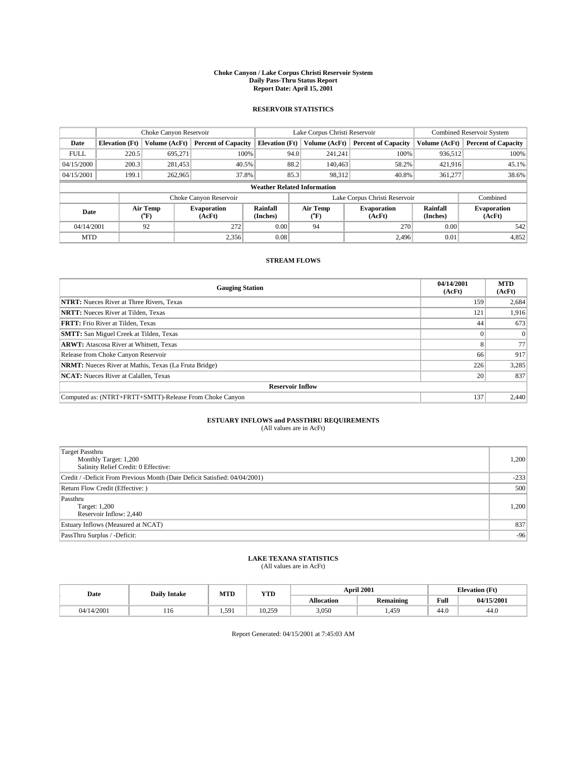# Choke Canyon / Lake Corpus Christi Reservoir System
## Daily Pass-Thru Status Report
## Report Date: April 15, 2001

### RESERVOIR STATISTICS

| | Choke Canyon Reservoir | | | Lake Corpus Christi Reservoir | | | Combined Reservoir System | |
|---|---|---|---|---|---|---|---|---|
| Date | Elevation (Ft) | Volume (AcFt) | Percent of Capacity | Elevation (Ft) | Volume (AcFt) | Percent of Capacity | Volume (AcFt) | Percent of Capacity |
| FULL | 220.5 | 695,271 | 100% | 94.0 | 241,241 | 100% | 936,512 | 100% |
| 04/15/2000 | 200.3 | 281,453 | 40.5% | 88.2 | 140,463 | 58.2% | 421,916 | 45.1% |
| 04/15/2001 | 199.1 | 262,965 | 37.8% | 85.3 | 98,312 | 40.8% | 361,277 | 38.6% |

**Weather Related Information**

| | Choke Canyon Reservoir | | | Lake Corpus Christi Reservoir | | | Combined |
|---|---|---|---|---|---|---|---|
| Date | Air Temp (°F) | Evaporation (AcFt) | Rainfall (Inches) | Air Temp (°F) | Evaporation (AcFt) | Rainfall (Inches) | Evaporation (AcFt) |
| 04/14/2001 | 92 | 272 | 0.00 | 94 | 270 | 0.00 | 542 |
| MTD | | 2,356 | 0.08 | | 2,496 | 0.01 | 4,852 |

### STREAM FLOWS

| Gauging Station | 04/14/2001 (AcFt) | MTD (AcFt) |
|---|---|---|
| **NTRT:** Nueces River at Three Rivers, Texas | 159 | 2,684 |
| **NRTT:** Nueces River at Tilden, Texas | 121 | 1,916 |
| **FRTT:** Frio River at Tilden, Texas | 44 | 673 |
| **SMTT:** San Miguel Creek at Tilden, Texas | 0 | 0 |
| **ARWT:** Atascosa River at Whitsett, Texas | 8 | 77 |
| Release from Choke Canyon Reservoir | 66 | 917 |
| **NRMT:** Nueces River at Mathis, Texas (La Fruta Bridge) | 226 | 3,285 |
| **NCAT:** Nueces River at Calallen, Texas | 20 | 837 |
| **Reservoir Inflow** | | |
| Computed as: (NTRT+FRTT+SMTT)-Release From Choke Canyon | 137 | 2,440 |

### ESTUARY INFLOWS and PASSTHRU REQUIREMENTS
(All values are in AcFt)

| | |
|---|---|
| Target Passthru<br>Monthly Target: 1,200<br>Salinity Relief Credit: 0 Effective: | 1,200 |
| Credit / -Deficit From Previous Month (Date Deficit Satisfied: 04/04/2001) | -233 |
| Return Flow Credit (Effective: ) | 500 |
| Passthru<br>Target: 1,200<br>Reservoir Inflow: 2,440 | 1,200 |
| Estuary Inflows (Measured at NCAT) | 837 |
| PassThru Surplus / -Deficit: | -96 |

### LAKE TEXANA STATISTICS
(All values are in AcFt)

| Date | Daily Intake | MTD | YTD | April 2001 | | Elevation (Ft) | |
|---|---|---|---|---|---|---|---|
| | | | | Allocation | Remaining | Full | 04/15/2001 |
| 04/14/2001 | 116 | 1,591 | 10,259 | 3,050 | 1,459 | 44.0 | 44.0 |

Report Generated: 04/15/2001 at 7:45:03 AM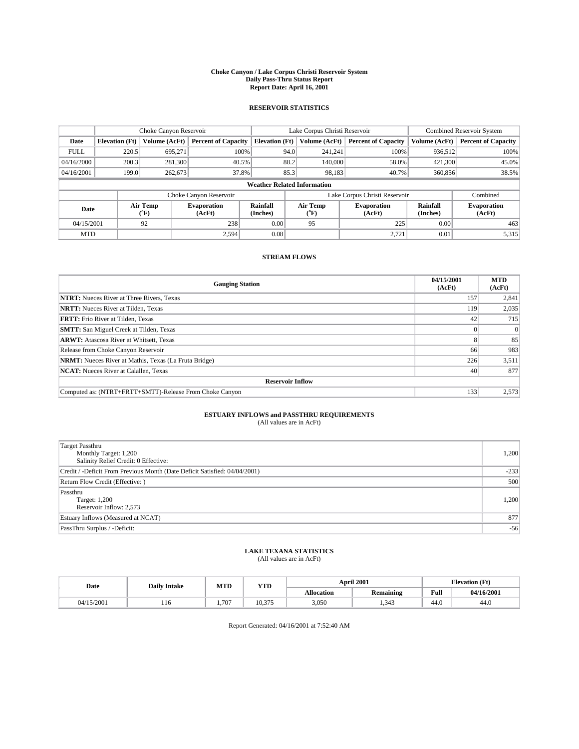# Choke Canyon / Lake Corpus Christi Reservoir System
## Daily Pass-Thru Status Report
## Report Date: April 16, 2001

### RESERVOIR STATISTICS

| | Choke Canyon Reservoir | | | Lake Corpus Christi Reservoir | | | Combined Reservoir System | |
|---|---|---|---|---|---|---|---|---|
| Date | Elevation (Ft) | Volume (AcFt) | Percent of Capacity | Elevation (Ft) | Volume (AcFt) | Percent of Capacity | Volume (AcFt) | Percent of Capacity |
| FULL | 220.5 | 695,271 | 100% | 94.0 | 241,241 | 100% | 936,512 | 100% |
| 04/16/2000 | 200.3 | 281,300 | 40.5% | 88.2 | 140,000 | 58.0% | 421,300 | 45.0% |
| 04/16/2001 | 199.0 | 262,673 | 37.8% | 85.3 | 98,183 | 40.7% | 360,856 | 38.5% |

**Weather Related Information**

| | Choke Canyon Reservoir | | | Lake Corpus Christi Reservoir | | | Combined |
|---|---|---|---|---|---|---|---|
| Date | Air Temp (°F) | Evaporation (AcFt) | Rainfall (Inches) | Air Temp (°F) | Evaporation (AcFt) | Rainfall (Inches) | Evaporation (AcFt) |
| 04/15/2001 | 92 | 238 | 0.00 | 95 | 225 | 0.00 | 463 |
| MTD | | 2,594 | 0.08 | | 2,721 | 0.01 | 5,315 |

### STREAM FLOWS

| Gauging Station | 04/15/2001 (AcFt) | MTD (AcFt) |
|---|---|---|
| **NTRT:** Nueces River at Three Rivers, Texas | 157 | 2,841 |
| **NRTT:** Nueces River at Tilden, Texas | 119 | 2,035 |
| **FRTT:** Frio River at Tilden, Texas | 42 | 715 |
| **SMTT:** San Miguel Creek at Tilden, Texas | 0 | 0 |
| **ARWT:** Atascosa River at Whitsett, Texas | 8 | 85 |
| Release from Choke Canyon Reservoir | 66 | 983 |
| **NRMT:** Nueces River at Mathis, Texas (La Fruta Bridge) | 226 | 3,511 |
| **NCAT:** Nueces River at Calallen, Texas | 40 | 877 |
| **Reservoir Inflow** | | |
| Computed as: (NTRT+FRTT+SMTT)-Release From Choke Canyon | 133 | 2,573 |

### ESTUARY INFLOWS and PASSTHRU REQUIREMENTS
(All values are in AcFt)

| | |
|---|---|
| Target Passthru<br>Monthly Target: 1,200<br>Salinity Relief Credit: 0 Effective: | 1,200 |
| Credit / -Deficit From Previous Month (Date Deficit Satisfied: 04/04/2001) | -233 |
| Return Flow Credit (Effective: ) | 500 |
| Passthru<br>Target: 1,200<br>Reservoir Inflow: 2,573 | 1,200 |
| Estuary Inflows (Measured at NCAT) | 877 |
| PassThru Surplus / -Deficit: | -56 |

### LAKE TEXANA STATISTICS
(All values are in AcFt)

| Date | Daily Intake | MTD | YTD | April 2001 | | Elevation (Ft) | |
|---|---|---|---|---|---|---|---|
| | | | | Allocation | Remaining | Full | 04/16/2001 |
| 04/15/2001 | 116 | 1,707 | 10,375 | 3,050 | 1,343 | 44.0 | 44.0 |

Report Generated: 04/16/2001 at 7:52:40 AM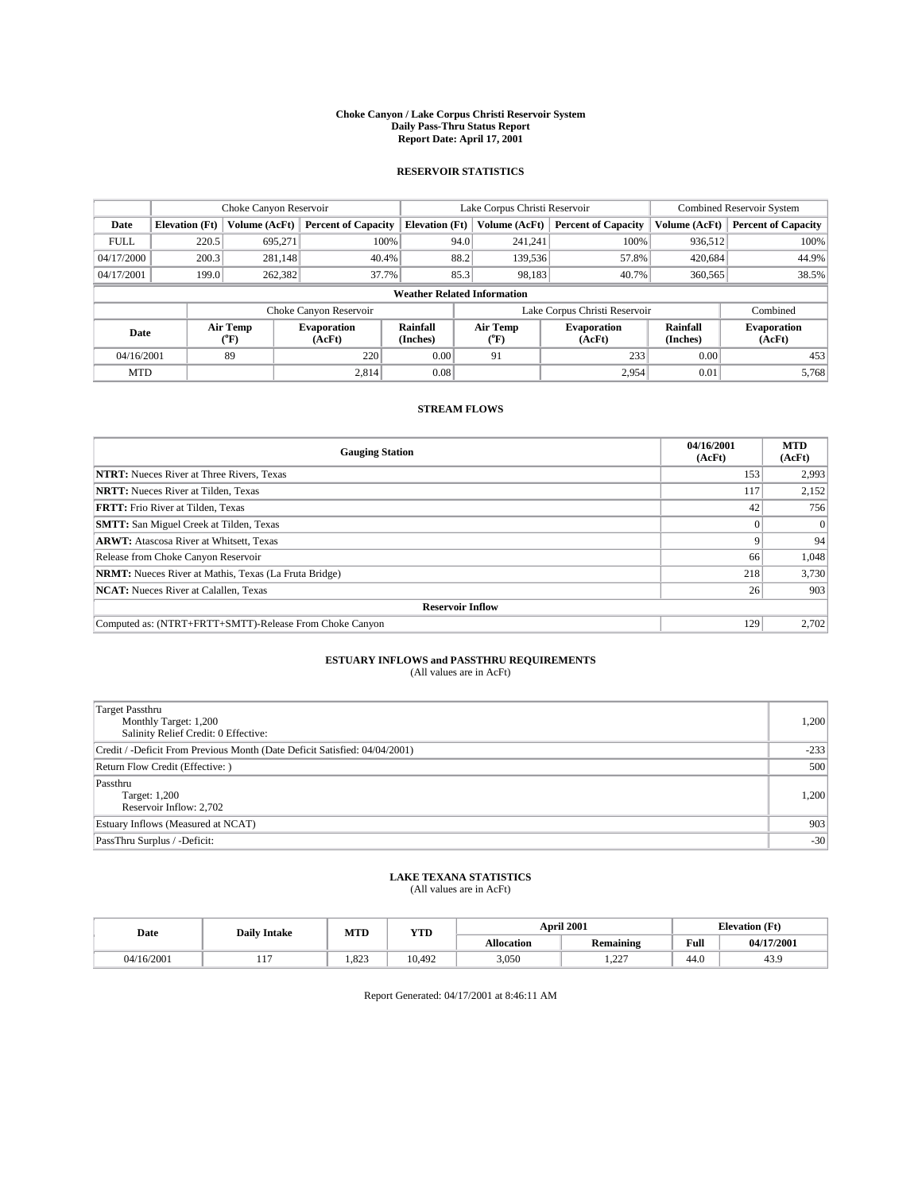# Choke Canyon / Lake Corpus Christi Reservoir System
## Daily Pass-Thru Status Report
## Report Date: April 17, 2001

### RESERVOIR STATISTICS

| | Choke Canyon Reservoir | | | Lake Corpus Christi Reservoir | | | Combined Reservoir System | |
|---|---|---|---|---|---|---|---|---|
| Date | Elevation (Ft) | Volume (AcFt) | Percent of Capacity | Elevation (Ft) | Volume (AcFt) | Percent of Capacity | Volume (AcFt) | Percent of Capacity |
| FULL | 220.5 | 695,271 | 100% | 94.0 | 241,241 | 100% | 936,512 | 100% |
| 04/17/2000 | 200.3 | 281,148 | 40.4% | 88.2 | 139,536 | 57.8% | 420,684 | 44.9% |
| 04/17/2001 | 199.0 | 262,382 | 37.7% | 85.3 | 98,183 | 40.7% | 360,565 | 38.5% |

**Weather Related Information**

| | Choke Canyon Reservoir | | | Lake Corpus Christi Reservoir | | | Combined |
|---|---|---|---|---|---|---|---|
| Date | Air Temp (°F) | Evaporation (AcFt) | Rainfall (Inches) | Air Temp (°F) | Evaporation (AcFt) | Rainfall (Inches) | Evaporation (AcFt) |
| 04/16/2001 | 89 | 220 | 0.00 | 91 | 233 | 0.00 | 453 |
| MTD | | 2,814 | 0.08 | | 2,954 | 0.01 | 5,768 |

### STREAM FLOWS

| Gauging Station | 04/16/2001 (AcFt) | MTD (AcFt) |
|---|---|---|
| **NTRT:** Nueces River at Three Rivers, Texas | 153 | 2,993 |
| **NRTT:** Nueces River at Tilden, Texas | 117 | 2,152 |
| **FRTT:** Frio River at Tilden, Texas | 42 | 756 |
| **SMTT:** San Miguel Creek at Tilden, Texas | 0 | 0 |
| **ARWT:** Atascosa River at Whitsett, Texas | 9 | 94 |
| Release from Choke Canyon Reservoir | 66 | 1,048 |
| **NRMT:** Nueces River at Mathis, Texas (La Fruta Bridge) | 218 | 3,730 |
| **NCAT:** Nueces River at Calallen, Texas | 26 | 903 |
| **Reservoir Inflow** | | |
| Computed as: (NTRT+FRTT+SMTT)-Release From Choke Canyon | 129 | 2,702 |

### ESTUARY INFLOWS and PASSTHRU REQUIREMENTS
(All values are in AcFt)

| | |
|---|---|
| Target Passthru<br>Monthly Target: 1,200<br>Salinity Relief Credit: 0 Effective: | 1,200 |
| Credit / -Deficit From Previous Month (Date Deficit Satisfied: 04/04/2001) | -233 |
| Return Flow Credit (Effective: ) | 500 |
| Passthru<br>Target: 1,200<br>Reservoir Inflow: 2,702 | 1,200 |
| Estuary Inflows (Measured at NCAT) | 903 |
| PassThru Surplus / -Deficit: | -30 |

### LAKE TEXANA STATISTICS
(All values are in AcFt)

| Date | Daily Intake | MTD | YTD | April 2001 | | Elevation (Ft) | |
|---|---|---|---|---|---|---|---|
| | | | | Allocation | Remaining | Full | 04/17/2001 |
| 04/16/2001 | 117 | 1,823 | 10,492 | 3,050 | 1,227 | 44.0 | 43.9 |

Report Generated: 04/17/2001 at 8:46:11 AM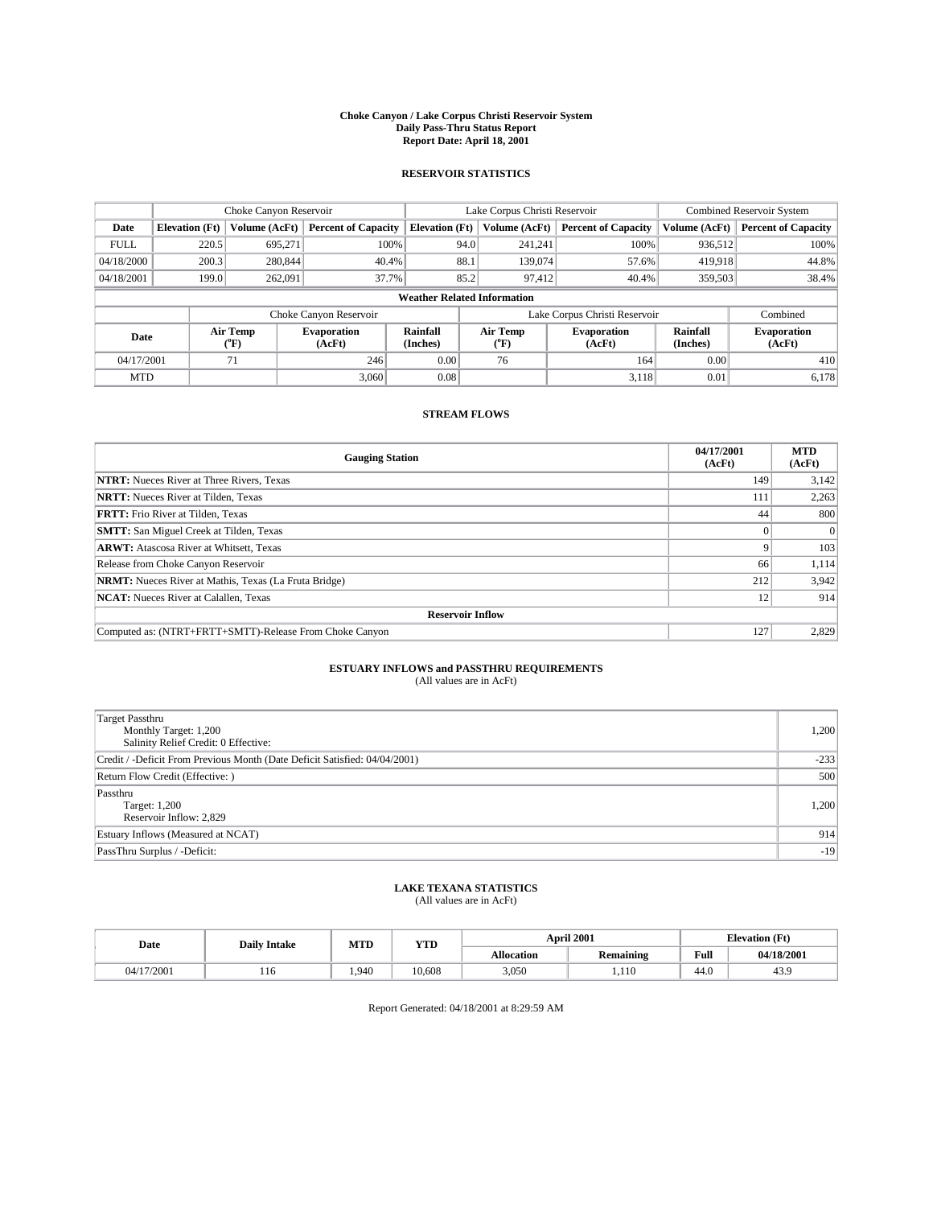# Choke Canyon / Lake Corpus Christi Reservoir System
## Daily Pass-Thru Status Report
## Report Date: April 18, 2001

### RESERVOIR STATISTICS

| | Choke Canyon Reservoir | | | Lake Corpus Christi Reservoir | | | Combined Reservoir System | |
|---|---|---|---|---|---|---|---|---|
| **Date** | **Elevation (Ft)** | **Volume (AcFt)** | **Percent of Capacity** | **Elevation (Ft)** | **Volume (AcFt)** | **Percent of Capacity** | **Volume (AcFt)** | **Percent of Capacity** |
| FULL | 220.5 | 695,271 | 100% | 94.0 | 241,241 | 100% | 936,512 | 100% |
| 04/18/2000 | 200.3 | 280,844 | 40.4% | 88.1 | 139,074 | 57.6% | 419,918 | 44.8% |
| 04/18/2001 | 199.0 | 262,091 | 37.7% | 85.2 | 97,412 | 40.4% | 359,503 | 38.4% |

**Weather Related Information**

| | Choke Canyon Reservoir | | | Lake Corpus Christi Reservoir | | | Combined |
|---|---|---|---|---|---|---|---|
| **Date** | **Air Temp (°F)** | **Evaporation (AcFt)** | **Rainfall (Inches)** | **Air Temp (°F)** | **Evaporation (AcFt)** | **Rainfall (Inches)** | **Evaporation (AcFt)** |
| 04/17/2001 | 71 | 246 | 0.00 | 76 | 164 | 0.00 | 410 |
| MTD | | 3,060 | 0.08 | | 3,118 | 0.01 | 6,178 |

### STREAM FLOWS

| Gauging Station | 04/17/2001 (AcFt) | MTD (AcFt) |
|---|---|---|
| **NTRT:** Nueces River at Three Rivers, Texas | 149 | 3,142 |
| **NRTT:** Nueces River at Tilden, Texas | 111 | 2,263 |
| **FRTT:** Frio River at Tilden, Texas | 44 | 800 |
| **SMTT:** San Miguel Creek at Tilden, Texas | 0 | 0 |
| **ARWT:** Atascosa River at Whitsett, Texas | 9 | 103 |
| Release from Choke Canyon Reservoir | 66 | 1,114 |
| **NRMT:** Nueces River at Mathis, Texas (La Fruta Bridge) | 212 | 3,942 |
| **NCAT:** Nueces River at Calallen, Texas | 12 | 914 |
| **Reservoir Inflow** | | |
| Computed as: (NTRT+FRTT+SMTT)-Release From Choke Canyon | 127 | 2,829 |

### ESTUARY INFLOWS and PASSTHRU REQUIREMENTS
(All values are in AcFt)

| | |
|---|---|
| Target Passthru<br>Monthly Target: 1,200<br>Salinity Relief Credit: 0 Effective: | 1,200 |
| Credit / -Deficit From Previous Month (Date Deficit Satisfied: 04/04/2001) | -233 |
| Return Flow Credit (Effective: ) | 500 |
| Passthru<br>Target: 1,200<br>Reservoir Inflow: 2,829 | 1,200 |
| Estuary Inflows (Measured at NCAT) | 914 |
| PassThru Surplus / -Deficit: | -19 |

### LAKE TEXANA STATISTICS
(All values are in AcFt)

| Date | Daily Intake | MTD | YTD | April 2001 | | Elevation (Ft) | |
|---|---|---|---|---|---|---|---|
| | | | | **Allocation** | **Remaining** | **Full** | **04/18/2001** |
| 04/17/2001 | 116 | 1,940 | 10,608 | 3,050 | 1,110 | 44.0 | 43.9 |

Report Generated: 04/18/2001 at 8:29:59 AM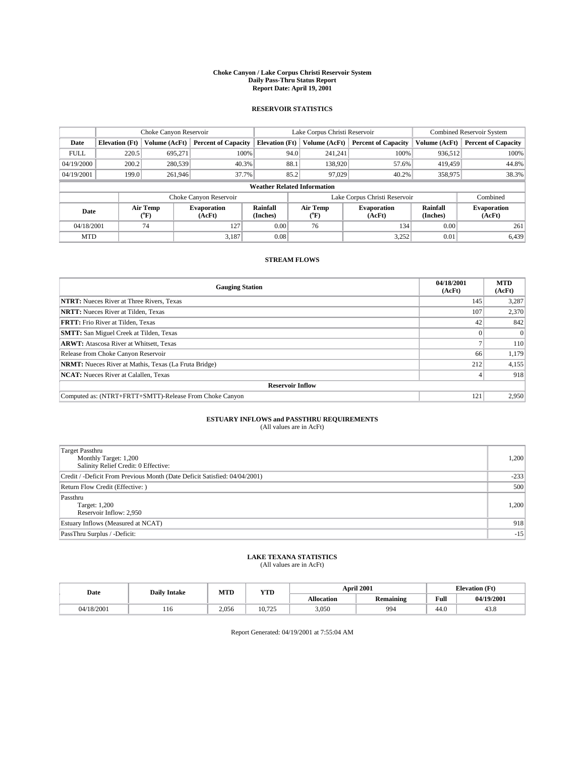# Choke Canyon / Lake Corpus Christi Reservoir System
## Daily Pass-Thru Status Report
## Report Date: April 19, 2001

### RESERVOIR STATISTICS

| | Choke Canyon Reservoir | | | Lake Corpus Christi Reservoir | | | Combined Reservoir System | |
|---|---|---|---|---|---|---|---|---|
| Date | Elevation (Ft) | Volume (AcFt) | Percent of Capacity | Elevation (Ft) | Volume (AcFt) | Percent of Capacity | Volume (AcFt) | Percent of Capacity |
| FULL | 220.5 | 695,271 | 100% | 94.0 | 241,241 | 100% | 936,512 | 100% |
| 04/19/2000 | 200.2 | 280,539 | 40.3% | 88.1 | 138,920 | 57.6% | 419,459 | 44.8% |
| 04/19/2001 | 199.0 | 261,946 | 37.7% | 85.2 | 97,029 | 40.2% | 358,975 | 38.3% |

**Weather Related Information**

| | Choke Canyon Reservoir | | | Lake Corpus Christi Reservoir | | | Combined |
|---|---|---|---|---|---|---|---|
| Date | Air Temp (°F) | Evaporation (AcFt) | Rainfall (Inches) | Air Temp (°F) | Evaporation (AcFt) | Rainfall (Inches) | Evaporation (AcFt) |
| 04/18/2001 | 74 | 127 | 0.00 | 76 | 134 | 0.00 | 261 |
| MTD | | 3,187 | 0.08 | | 3,252 | 0.01 | 6,439 |

### STREAM FLOWS

| Gauging Station | 04/18/2001 (AcFt) | MTD (AcFt) |
|---|---|---|
| **NTRT:** Nueces River at Three Rivers, Texas | 145 | 3,287 |
| **NRTT:** Nueces River at Tilden, Texas | 107 | 2,370 |
| **FRTT:** Frio River at Tilden, Texas | 42 | 842 |
| **SMTT:** San Miguel Creek at Tilden, Texas | 0 | 0 |
| **ARWT:** Atascosa River at Whitsett, Texas | 7 | 110 |
| Release from Choke Canyon Reservoir | 66 | 1,179 |
| **NRMT:** Nueces River at Mathis, Texas (La Fruta Bridge) | 212 | 4,155 |
| **NCAT:** Nueces River at Calallen, Texas | 4 | 918 |
| **Reservoir Inflow** | | |
| Computed as: (NTRT+FRTT+SMTT)-Release From Choke Canyon | 121 | 2,950 |

### ESTUARY INFLOWS and PASSTHRU REQUIREMENTS
(All values are in AcFt)

| | |
|---|---|
| Target Passthru<br>Monthly Target: 1,200<br>Salinity Relief Credit: 0 Effective: | 1,200 |
| Credit / -Deficit From Previous Month (Date Deficit Satisfied: 04/04/2001) | -233 |
| Return Flow Credit (Effective: ) | 500 |
| Passthru<br>Target: 1,200<br>Reservoir Inflow: 2,950 | 1,200 |
| Estuary Inflows (Measured at NCAT) | 918 |
| PassThru Surplus / -Deficit: | -15 |

### LAKE TEXANA STATISTICS
(All values are in AcFt)

| Date | Daily Intake | MTD | YTD | April 2001 | | Elevation (Ft) | |
|---|---|---|---|---|---|---|---|
| | | | | Allocation | Remaining | Full | 04/19/2001 |
| 04/18/2001 | 116 | 2,056 | 10,725 | 3,050 | 994 | 44.0 | 43.8 |

Report Generated: 04/19/2001 at 7:55:04 AM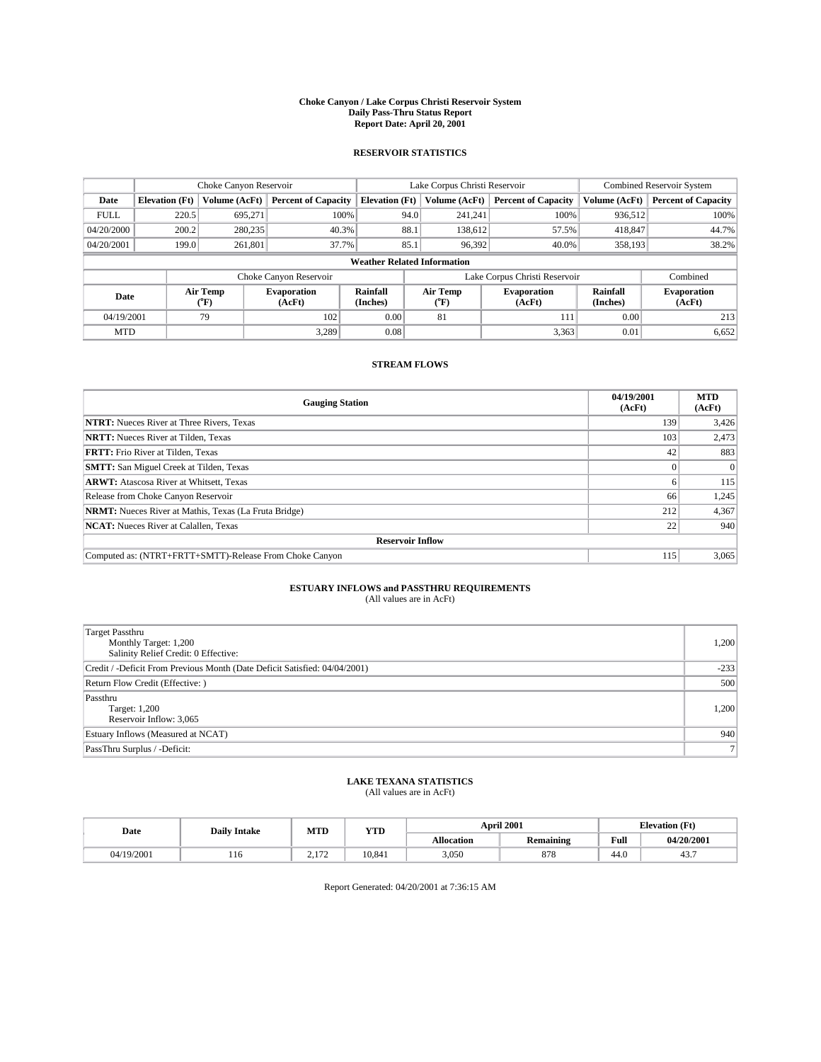**Choke Canyon / Lake Corpus Christi Reservoir System**
**Daily Pass-Thru Status Report**
**Report Date: April 20, 2001**

### RESERVOIR STATISTICS

| | Choke Canyon Reservoir | | | Lake Corpus Christi Reservoir | | | Combined Reservoir System | |
|---|---|---|---|---|---|---|---|---|
| **Date** | **Elevation (Ft)** | **Volume (AcFt)** | **Percent of Capacity** | **Elevation (Ft)** | **Volume (AcFt)** | **Percent of Capacity** | **Volume (AcFt)** | **Percent of Capacity** |
| FULL | 220.5 | 695,271 | 100% | 94.0 | 241,241 | 100% | 936,512 | 100% |
| 04/20/2000 | 200.2 | 280,235 | 40.3% | 88.1 | 138,612 | 57.5% | 418,847 | 44.7% |
| 04/20/2001 | 199.0 | 261,801 | 37.7% | 85.1 | 96,392 | 40.0% | 358,193 | 38.2% |

**Weather Related Information**

| | Choke Canyon Reservoir | | | Lake Corpus Christi Reservoir | | | Combined |
|---|---|---|---|---|---|---|---|
| **Date** | **Air Temp (°F)** | **Evaporation (AcFt)** | **Rainfall (Inches)** | **Air Temp (°F)** | **Evaporation (AcFt)** | **Rainfall (Inches)** | **Evaporation (AcFt)** |
| 04/19/2001 | 79 | 102 | 0.00 | 81 | 111 | 0.00 | 213 |
| MTD | | 3,289 | 0.08 | | 3,363 | 0.01 | 6,652 |

### STREAM FLOWS

| Gauging Station | 04/19/2001 (AcFt) | MTD (AcFt) |
|---|---|---|
| **NTRT:** Nueces River at Three Rivers, Texas | 139 | 3,426 |
| **NRTT:** Nueces River at Tilden, Texas | 103 | 2,473 |
| **FRTT:** Frio River at Tilden, Texas | 42 | 883 |
| **SMTT:** San Miguel Creek at Tilden, Texas | 0 | 0 |
| **ARWT:** Atascosa River at Whitsett, Texas | 6 | 115 |
| Release from Choke Canyon Reservoir | 66 | 1,245 |
| **NRMT:** Nueces River at Mathis, Texas (La Fruta Bridge) | 212 | 4,367 |
| **NCAT:** Nueces River at Calallen, Texas | 22 | 940 |
| **Reservoir Inflow** | | |
| Computed as: (NTRT+FRTT+SMTT)-Release From Choke Canyon | 115 | 3,065 |

### ESTUARY INFLOWS and PASSTHRU REQUIREMENTS
(All values are in AcFt)

| | |
|---|---|
| Target Passthru<br>Monthly Target: 1,200<br>Salinity Relief Credit: 0 Effective: | 1,200 |
| Credit / -Deficit From Previous Month (Date Deficit Satisfied: 04/04/2001) | -233 |
| Return Flow Credit (Effective: ) | 500 |
| Passthru<br>Target: 1,200<br>Reservoir Inflow: 3,065 | 1,200 |
| Estuary Inflows (Measured at NCAT) | 940 |
| PassThru Surplus / -Deficit: | 7 |

### LAKE TEXANA STATISTICS
(All values are in AcFt)

| Date | Daily Intake | MTD | YTD | April 2001 | | Elevation (Ft) | |
|---|---|---|---|---|---|---|---|
| | | | | **Allocation** | **Remaining** | **Full** | **04/20/2001** |
| 04/19/2001 | 116 | 2,172 | 10,841 | 3,050 | 878 | 44.0 | 43.7 |

Report Generated: 04/20/2001 at 7:36:15 AM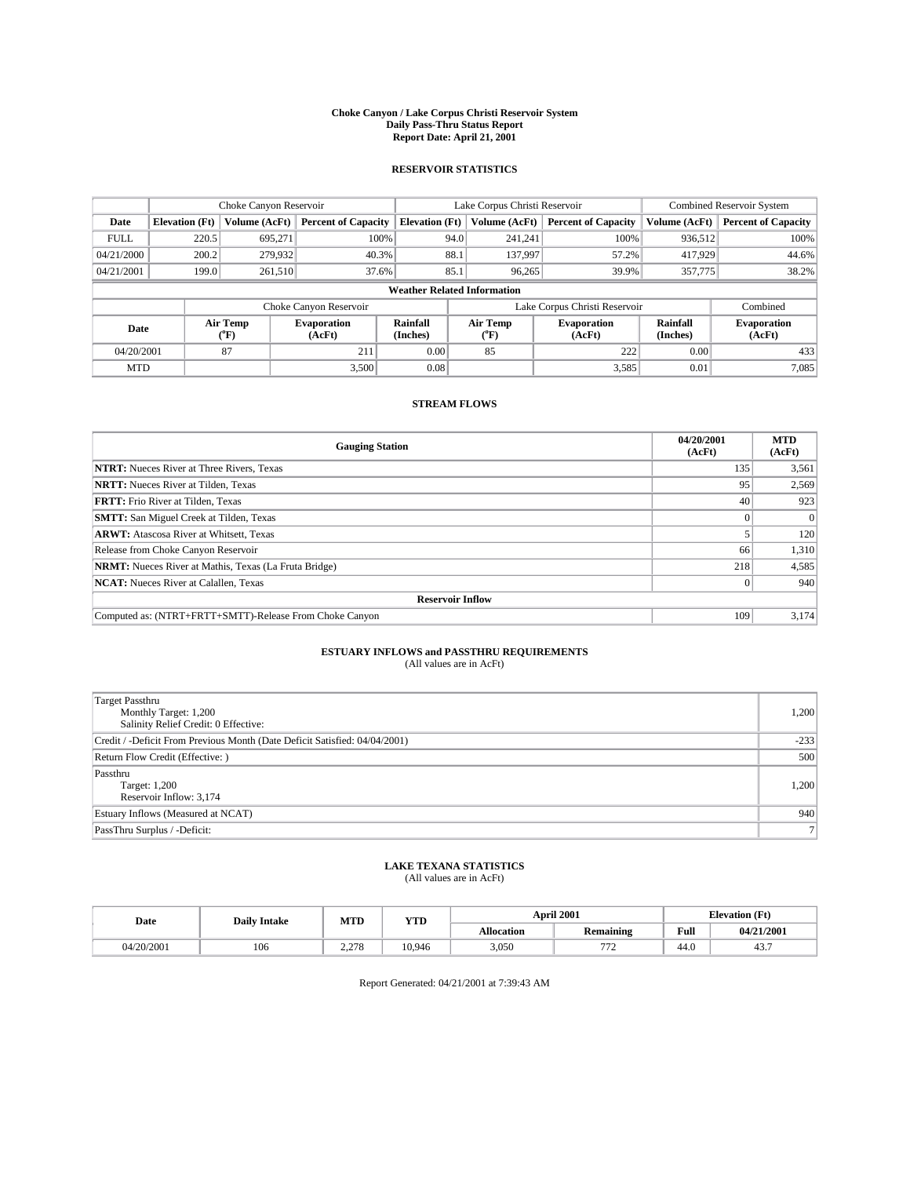# Choke Canyon / Lake Corpus Christi Reservoir System
## Daily Pass-Thru Status Report
## Report Date: April 21, 2001

### RESERVOIR STATISTICS

| | Choke Canyon Reservoir | | | Lake Corpus Christi Reservoir | | | Combined Reservoir System | |
|---|---|---|---|---|---|---|---|---|
| Date | Elevation (Ft) | Volume (AcFt) | Percent of Capacity | Elevation (Ft) | Volume (AcFt) | Percent of Capacity | Volume (AcFt) | Percent of Capacity |
| FULL | 220.5 | 695,271 | 100% | 94.0 | 241,241 | 100% | 936,512 | 100% |
| 04/21/2000 | 200.2 | 279,932 | 40.3% | 88.1 | 137,997 | 57.2% | 417,929 | 44.6% |
| 04/21/2001 | 199.0 | 261,510 | 37.6% | 85.1 | 96,265 | 39.9% | 357,775 | 38.2% |

**Weather Related Information**

| | Choke Canyon Reservoir | | | Lake Corpus Christi Reservoir | | | Combined |
|---|---|---|---|---|---|---|---|
| Date | Air Temp (°F) | Evaporation (AcFt) | Rainfall (Inches) | Air Temp (°F) | Evaporation (AcFt) | Rainfall (Inches) | Evaporation (AcFt) |
| 04/20/2001 | 87 | 211 | 0.00 | 85 | 222 | 0.00 | 433 |
| MTD | | 3,500 | 0.08 | | 3,585 | 0.01 | 7,085 |

### STREAM FLOWS

| Gauging Station | 04/20/2001 (AcFt) | MTD (AcFt) |
|---|---|---|
| **NTRT:** Nueces River at Three Rivers, Texas | 135 | 3,561 |
| **NRTT:** Nueces River at Tilden, Texas | 95 | 2,569 |
| **FRTT:** Frio River at Tilden, Texas | 40 | 923 |
| **SMTT:** San Miguel Creek at Tilden, Texas | 0 | 0 |
| **ARWT:** Atascosa River at Whitsett, Texas | 5 | 120 |
| Release from Choke Canyon Reservoir | 66 | 1,310 |
| **NRMT:** Nueces River at Mathis, Texas (La Fruta Bridge) | 218 | 4,585 |
| **NCAT:** Nueces River at Calallen, Texas | 0 | 940 |
| **Reservoir Inflow** | | |
| Computed as: (NTRT+FRTT+SMTT)-Release From Choke Canyon | 109 | 3,174 |

### ESTUARY INFLOWS and PASSTHRU REQUIREMENTS
(All values are in AcFt)

| | |
|---|---|
| Target Passthru<br>Monthly Target: 1,200<br>Salinity Relief Credit: 0 Effective: | 1,200 |
| Credit / -Deficit From Previous Month (Date Deficit Satisfied: 04/04/2001) | -233 |
| Return Flow Credit (Effective: ) | 500 |
| Passthru<br>Target: 1,200<br>Reservoir Inflow: 3,174 | 1,200 |
| Estuary Inflows (Measured at NCAT) | 940 |
| PassThru Surplus / -Deficit: | 7 |

### LAKE TEXANA STATISTICS
(All values are in AcFt)

| Date | Daily Intake | MTD | YTD | April 2001 | | Elevation (Ft) | |
|---|---|---|---|---|---|---|---|
| | | | | Allocation | Remaining | Full | 04/21/2001 |
| 04/20/2001 | 106 | 2,278 | 10,946 | 3,050 | 772 | 44.0 | 43.7 |

Report Generated: 04/21/2001 at 7:39:43 AM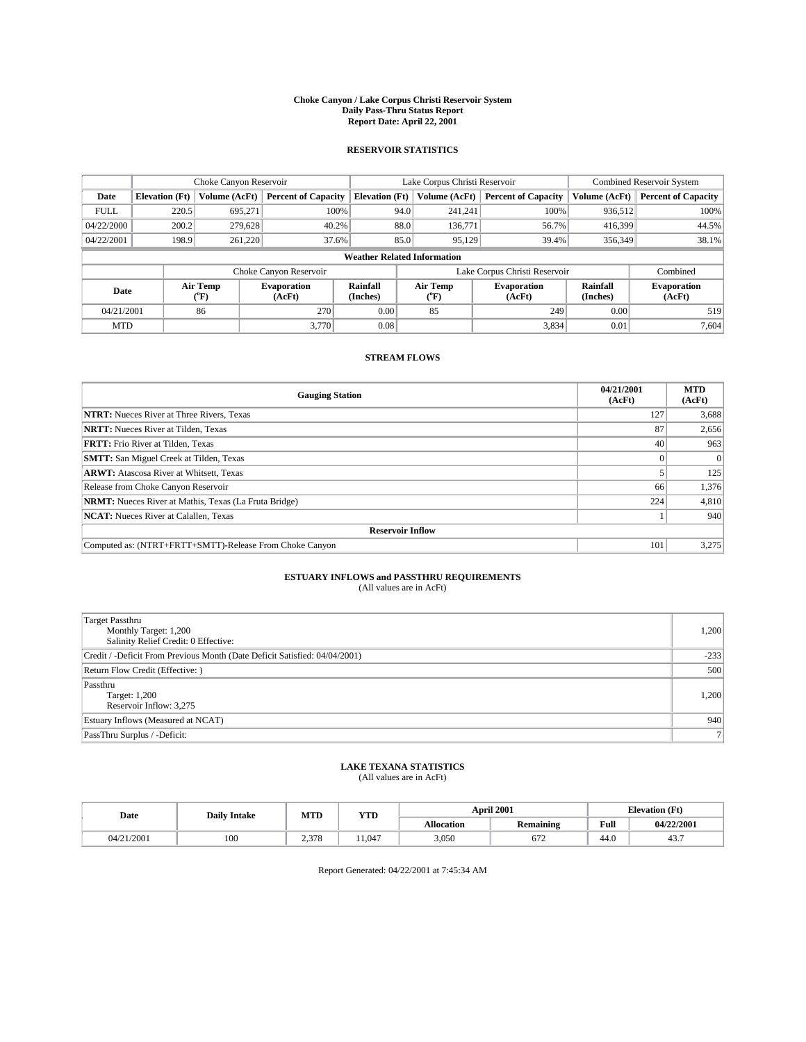# Choke Canyon / Lake Corpus Christi Reservoir System
## Daily Pass-Thru Status Report
## Report Date: April 22, 2001

### RESERVOIR STATISTICS

| | Choke Canyon Reservoir | | | Lake Corpus Christi Reservoir | | | Combined Reservoir System | |
|---|---|---|---|---|---|---|---|---|
| **Date** | **Elevation (Ft)** | **Volume (AcFt)** | **Percent of Capacity** | **Elevation (Ft)** | **Volume (AcFt)** | **Percent of Capacity** | **Volume (AcFt)** | **Percent of Capacity** |
| FULL | 220.5 | 695,271 | 100% | 94.0 | 241,241 | 100% | 936,512 | 100% |
| 04/22/2000 | 200.2 | 279,628 | 40.2% | 88.0 | 136,771 | 56.7% | 416,399 | 44.5% |
| 04/22/2001 | 198.9 | 261,220 | 37.6% | 85.0 | 95,129 | 39.4% | 356,349 | 38.1% |

**Weather Related Information**

| | Choke Canyon Reservoir | | | Lake Corpus Christi Reservoir | | | Combined |
|---|---|---|---|---|---|---|---|
| **Date** | **Air Temp (°F)** | **Evaporation (AcFt)** | **Rainfall (Inches)** | **Air Temp (°F)** | **Evaporation (AcFt)** | **Rainfall (Inches)** | **Evaporation (AcFt)** |
| 04/21/2001 | 86 | 270 | 0.00 | 85 | 249 | 0.00 | 519 |
| MTD | | 3,770 | 0.08 | | 3,834 | 0.01 | 7,604 |

### STREAM FLOWS

| Gauging Station | 04/21/2001 (AcFt) | MTD (AcFt) |
|---|---|---|
| **NTRT:** Nueces River at Three Rivers, Texas | 127 | 3,688 |
| **NRTT:** Nueces River at Tilden, Texas | 87 | 2,656 |
| **FRTT:** Frio River at Tilden, Texas | 40 | 963 |
| **SMTT:** San Miguel Creek at Tilden, Texas | 0 | 0 |
| **ARWT:** Atascosa River at Whitsett, Texas | 5 | 125 |
| Release from Choke Canyon Reservoir | 66 | 1,376 |
| **NRMT:** Nueces River at Mathis, Texas (La Fruta Bridge) | 224 | 4,810 |
| **NCAT:** Nueces River at Calallen, Texas | 1 | 940 |
| **Reservoir Inflow** | | |
| Computed as: (NTRT+FRTT+SMTT)-Release From Choke Canyon | 101 | 3,275 |

### ESTUARY INFLOWS and PASSTHRU REQUIREMENTS
(All values are in AcFt)

| | |
|---|---|
| Target Passthru<br>Monthly Target: 1,200<br>Salinity Relief Credit: 0 Effective: | 1,200 |
| Credit / -Deficit From Previous Month (Date Deficit Satisfied: 04/04/2001) | -233 |
| Return Flow Credit (Effective: ) | 500 |
| Passthru<br>Target: 1,200<br>Reservoir Inflow: 3,275 | 1,200 |
| Estuary Inflows (Measured at NCAT) | 940 |
| PassThru Surplus / -Deficit: | 7 |

### LAKE TEXANA STATISTICS
(All values are in AcFt)

| Date | Daily Intake | MTD | YTD | April 2001 | | Elevation (Ft) | |
|---|---|---|---|---|---|---|---|
| | | | | **Allocation** | **Remaining** | **Full** | **04/22/2001** |
| 04/21/2001 | 100 | 2,378 | 11,047 | 3,050 | 672 | 44.0 | 43.7 |

Report Generated: 04/22/2001 at 7:45:34 AM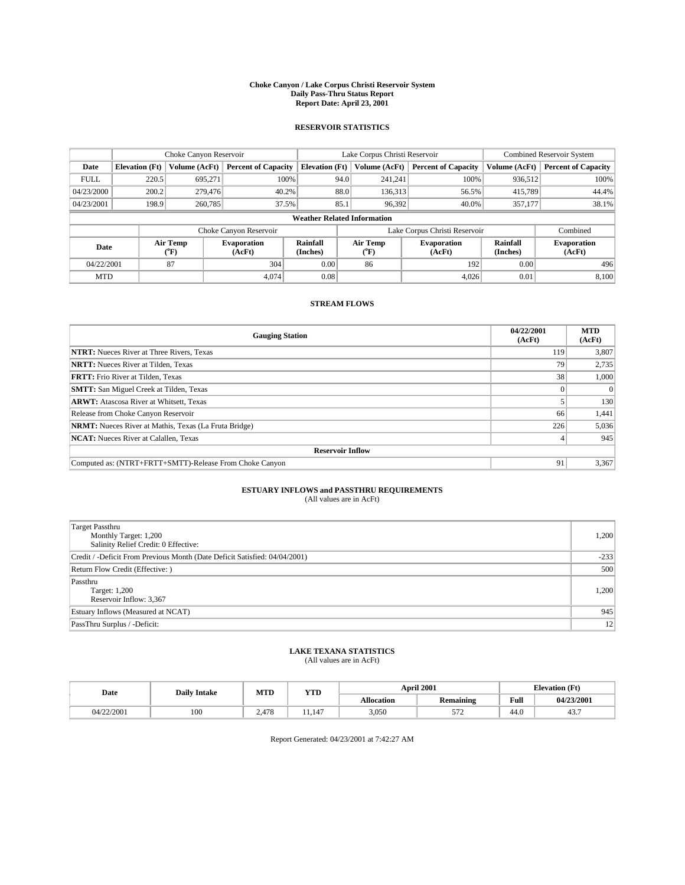**Choke Canyon / Lake Corpus Christi Reservoir System**
**Daily Pass-Thru Status Report**
**Report Date: April 23, 2001**

## RESERVOIR STATISTICS

| | Choke Canyon Reservoir | | | Lake Corpus Christi Reservoir | | | Combined Reservoir System | |
|---|---|---|---|---|---|---|---|---|
| **Date** | **Elevation (Ft)** | **Volume (AcFt)** | **Percent of Capacity** | **Elevation (Ft)** | **Volume (AcFt)** | **Percent of Capacity** | **Volume (AcFt)** | **Percent of Capacity** |
| FULL | 220.5 | 695,271 | 100% | 94.0 | 241,241 | 100% | 936,512 | 100% |
| 04/23/2000 | 200.2 | 279,476 | 40.2% | 88.0 | 136,313 | 56.5% | 415,789 | 44.4% |
| 04/23/2001 | 198.9 | 260,785 | 37.5% | 85.1 | 96,392 | 40.0% | 357,177 | 38.1% |

**Weather Related Information**

| | Choke Canyon Reservoir | | | Lake Corpus Christi Reservoir | | | Combined |
|---|---|---|---|---|---|---|---|
| **Date** | **Air Temp (°F)** | **Evaporation (AcFt)** | **Rainfall (Inches)** | **Air Temp (°F)** | **Evaporation (AcFt)** | **Rainfall (Inches)** | **Evaporation (AcFt)** |
| 04/22/2001 | 87 | 304 | 0.00 | 86 | 192 | 0.00 | 496 |
| MTD | | 4,074 | 0.08 | | 4,026 | 0.01 | 8,100 |

## STREAM FLOWS

| Gauging Station | 04/22/2001 (AcFt) | MTD (AcFt) |
|---|---|---|
| **NTRT:** Nueces River at Three Rivers, Texas | 119 | 3,807 |
| **NRTT:** Nueces River at Tilden, Texas | 79 | 2,735 |
| **FRTT:** Frio River at Tilden, Texas | 38 | 1,000 |
| **SMTT:** San Miguel Creek at Tilden, Texas | 0 | 0 |
| **ARWT:** Atascosa River at Whitsett, Texas | 5 | 130 |
| Release from Choke Canyon Reservoir | 66 | 1,441 |
| **NRMT:** Nueces River at Mathis, Texas (La Fruta Bridge) | 226 | 5,036 |
| **NCAT:** Nueces River at Calallen, Texas | 4 | 945 |
| **Reservoir Inflow** | | |
| Computed as: (NTRT+FRTT+SMTT)-Release From Choke Canyon | 91 | 3,367 |

## ESTUARY INFLOWS and PASSTHRU REQUIREMENTS
(All values are in AcFt)

| | |
|---|---|
| Target Passthru<br>Monthly Target: 1,200<br>Salinity Relief Credit: 0 Effective: | 1,200 |
| Credit / -Deficit From Previous Month (Date Deficit Satisfied: 04/04/2001) | -233 |
| Return Flow Credit (Effective: ) | 500 |
| Passthru<br>Target: 1,200<br>Reservoir Inflow: 3,367 | 1,200 |
| Estuary Inflows (Measured at NCAT) | 945 |
| PassThru Surplus / -Deficit: | 12 |

## LAKE TEXANA STATISTICS
(All values are in AcFt)

| Date | Daily Intake | MTD | YTD | April 2001 | | Elevation (Ft) | |
|---|---|---|---|---|---|---|---|
| | | | | **Allocation** | **Remaining** | **Full** | **04/23/2001** |
| 04/22/2001 | 100 | 2,478 | 11,147 | 3,050 | 572 | 44.0 | 43.7 |

Report Generated: 04/23/2001 at 7:42:27 AM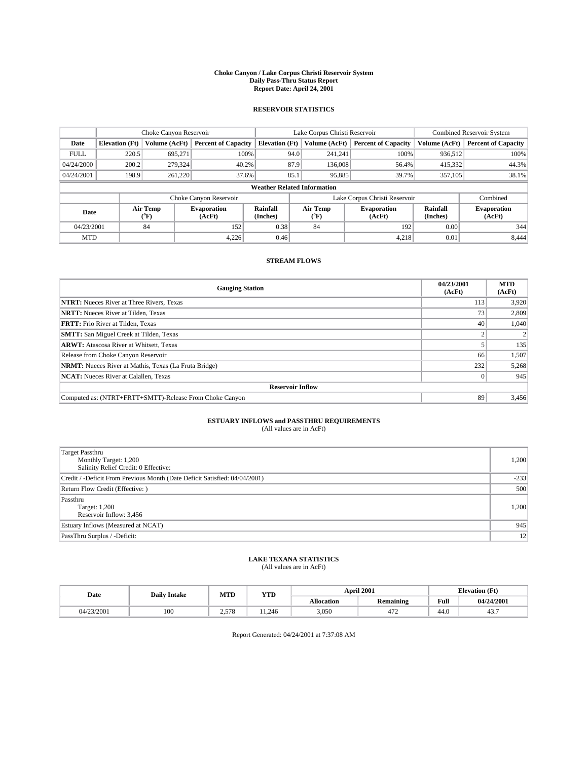# Choke Canyon / Lake Corpus Christi Reservoir System
## Daily Pass-Thru Status Report
## Report Date: April 24, 2001

### RESERVOIR STATISTICS

| | Choke Canyon Reservoir | | | Lake Corpus Christi Reservoir | | | Combined Reservoir System | |
|---|---|---|---|---|---|---|---|---|
| Date | Elevation (Ft) | Volume (AcFt) | Percent of Capacity | Elevation (Ft) | Volume (AcFt) | Percent of Capacity | Volume (AcFt) | Percent of Capacity |
| FULL | 220.5 | 695,271 | 100% | 94.0 | 241,241 | 100% | 936,512 | 100% |
| 04/24/2000 | 200.2 | 279,324 | 40.2% | 87.9 | 136,008 | 56.4% | 415,332 | 44.3% |
| 04/24/2001 | 198.9 | 261,220 | 37.6% | 85.1 | 95,885 | 39.7% | 357,105 | 38.1% |

**Weather Related Information**

| | Choke Canyon Reservoir | | | Lake Corpus Christi Reservoir | | | Combined |
|---|---|---|---|---|---|---|---|
| Date | Air Temp (°F) | Evaporation (AcFt) | Rainfall (Inches) | Air Temp (°F) | Evaporation (AcFt) | Rainfall (Inches) | Evaporation (AcFt) |
| 04/23/2001 | 84 | 152 | 0.38 | 84 | 192 | 0.00 | 344 |
| MTD | | 4,226 | 0.46 | | 4,218 | 0.01 | 8,444 |

### STREAM FLOWS

| Gauging Station | 04/23/2001 (AcFt) | MTD (AcFt) |
|---|---|---|
| **NTRT:** Nueces River at Three Rivers, Texas | 113 | 3,920 |
| **NRTT:** Nueces River at Tilden, Texas | 73 | 2,809 |
| **FRTT:** Frio River at Tilden, Texas | 40 | 1,040 |
| **SMTT:** San Miguel Creek at Tilden, Texas | 2 | 2 |
| **ARWT:** Atascosa River at Whitsett, Texas | 5 | 135 |
| Release from Choke Canyon Reservoir | 66 | 1,507 |
| **NRMT:** Nueces River at Mathis, Texas (La Fruta Bridge) | 232 | 5,268 |
| **NCAT:** Nueces River at Calallen, Texas | 0 | 945 |
| **Reservoir Inflow** | | |
| Computed as: (NTRT+FRTT+SMTT)-Release From Choke Canyon | 89 | 3,456 |

### ESTUARY INFLOWS and PASSTHRU REQUIREMENTS
(All values are in AcFt)

| | |
|---|---|
| Target Passthru<br>Monthly Target: 1,200<br>Salinity Relief Credit: 0 Effective: | 1,200 |
| Credit / -Deficit From Previous Month (Date Deficit Satisfied: 04/04/2001) | -233 |
| Return Flow Credit (Effective: ) | 500 |
| Passthru<br>Target: 1,200<br>Reservoir Inflow: 3,456 | 1,200 |
| Estuary Inflows (Measured at NCAT) | 945 |
| PassThru Surplus / -Deficit: | 12 |

### LAKE TEXANA STATISTICS
(All values are in AcFt)

| Date | Daily Intake | MTD | YTD | April 2001 | | Elevation (Ft) | |
|---|---|---|---|---|---|---|---|
| | | | | Allocation | Remaining | Full | 04/24/2001 |
| 04/23/2001 | 100 | 2,578 | 11,246 | 3,050 | 472 | 44.0 | 43.7 |

Report Generated: 04/24/2001 at 7:37:08 AM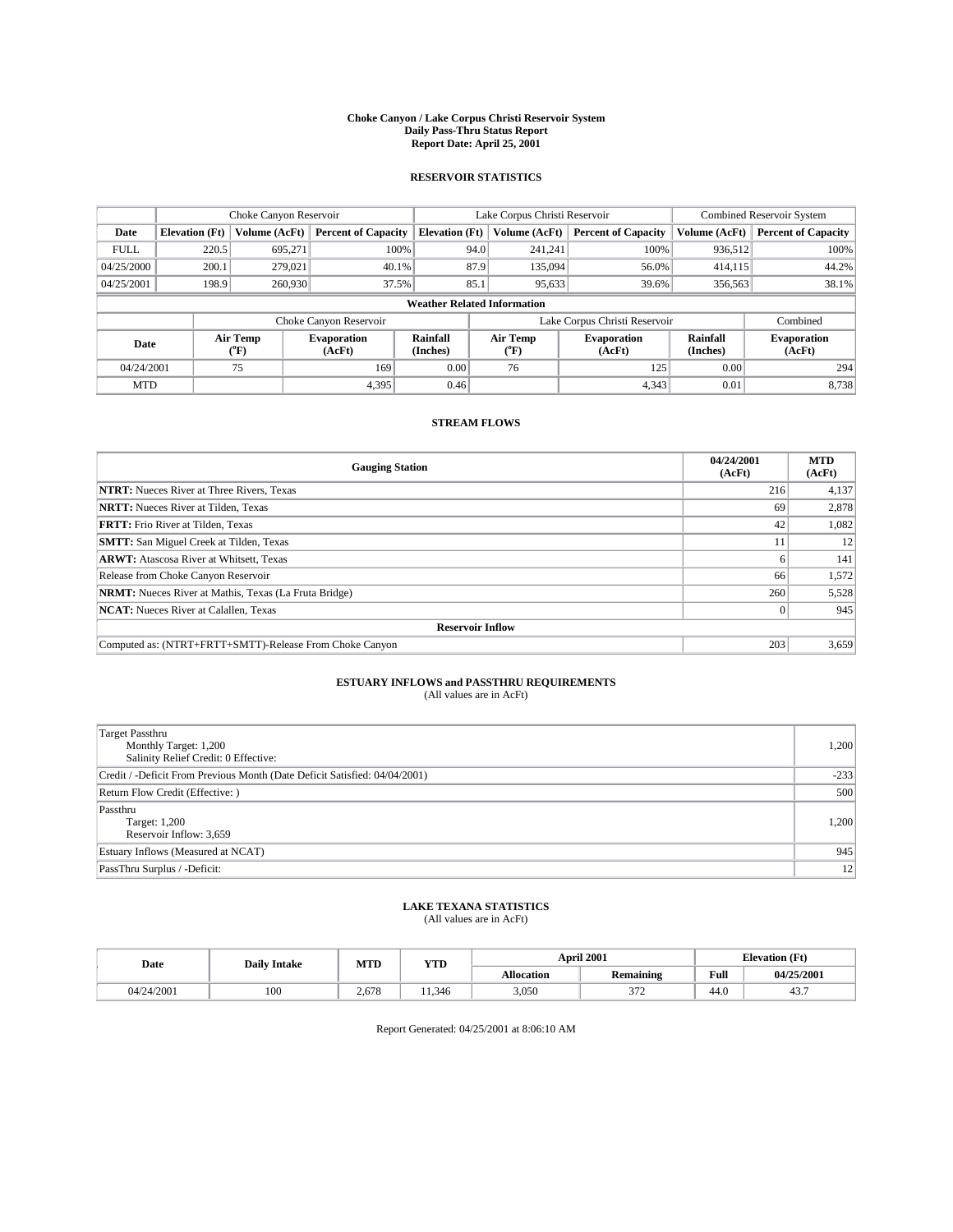**Choke Canyon / Lake Corpus Christi Reservoir System**
**Daily Pass-Thru Status Report**
**Report Date: April 25, 2001**

## RESERVOIR STATISTICS

| | Choke Canyon Reservoir | | | Lake Corpus Christi Reservoir | | | Combined Reservoir System | |
|---|---|---|---|---|---|---|---|---|
| **Date** | **Elevation (Ft)** | **Volume (AcFt)** | **Percent of Capacity** | **Elevation (Ft)** | **Volume (AcFt)** | **Percent of Capacity** | **Volume (AcFt)** | **Percent of Capacity** |
| FULL | 220.5 | 695,271 | 100% | 94.0 | 241,241 | 100% | 936,512 | 100% |
| 04/25/2000 | 200.1 | 279,021 | 40.1% | 87.9 | 135,094 | 56.0% | 414,115 | 44.2% |
| 04/25/2001 | 198.9 | 260,930 | 37.5% | 85.1 | 95,633 | 39.6% | 356,563 | 38.1% |

**Weather Related Information**

| | Choke Canyon Reservoir | | | Lake Corpus Christi Reservoir | | | Combined |
|---|---|---|---|---|---|---|---|
| **Date** | **Air Temp (°F)** | **Evaporation (AcFt)** | **Rainfall (Inches)** | **Air Temp (°F)** | **Evaporation (AcFt)** | **Rainfall (Inches)** | **Evaporation (AcFt)** |
| 04/24/2001 | 75 | 169 | 0.00 | 76 | 125 | 0.00 | 294 |
| MTD | | 4,395 | 0.46 | | 4,343 | 0.01 | 8,738 |

## STREAM FLOWS

| Gauging Station | 04/24/2001 (AcFt) | MTD (AcFt) |
|---|---|---|
| **NTRT:** Nueces River at Three Rivers, Texas | 216 | 4,137 |
| **NRTT:** Nueces River at Tilden, Texas | 69 | 2,878 |
| **FRTT:** Frio River at Tilden, Texas | 42 | 1,082 |
| **SMTT:** San Miguel Creek at Tilden, Texas | 11 | 12 |
| **ARWT:** Atascosa River at Whitsett, Texas | 6 | 141 |
| Release from Choke Canyon Reservoir | 66 | 1,572 |
| **NRMT:** Nueces River at Mathis, Texas (La Fruta Bridge) | 260 | 5,528 |
| **NCAT:** Nueces River at Calallen, Texas | 0 | 945 |
| **Reservoir Inflow** | | |
| Computed as: (NTRT+FRTT+SMTT)-Release From Choke Canyon | 203 | 3,659 |

## ESTUARY INFLOWS and PASSTHRU REQUIREMENTS

(All values are in AcFt)

| | |
|---|---|
| Target Passthru<br>Monthly Target: 1,200<br>Salinity Relief Credit: 0 Effective: | 1,200 |
| Credit / -Deficit From Previous Month (Date Deficit Satisfied: 04/04/2001) | -233 |
| Return Flow Credit (Effective: ) | 500 |
| Passthru<br>Target: 1,200<br>Reservoir Inflow: 3,659 | 1,200 |
| Estuary Inflows (Measured at NCAT) | 945 |
| PassThru Surplus / -Deficit: | 12 |

## LAKE TEXANA STATISTICS

(All values are in AcFt)

| Date | Daily Intake | MTD | YTD | April 2001 | | Elevation (Ft) | |
|---|---|---|---|---|---|---|---|
| | | | | **Allocation** | **Remaining** | **Full** | **04/25/2001** |
| 04/24/2001 | 100 | 2,678 | 11,346 | 3,050 | 372 | 44.0 | 43.7 |

Report Generated: 04/25/2001 at 8:06:10 AM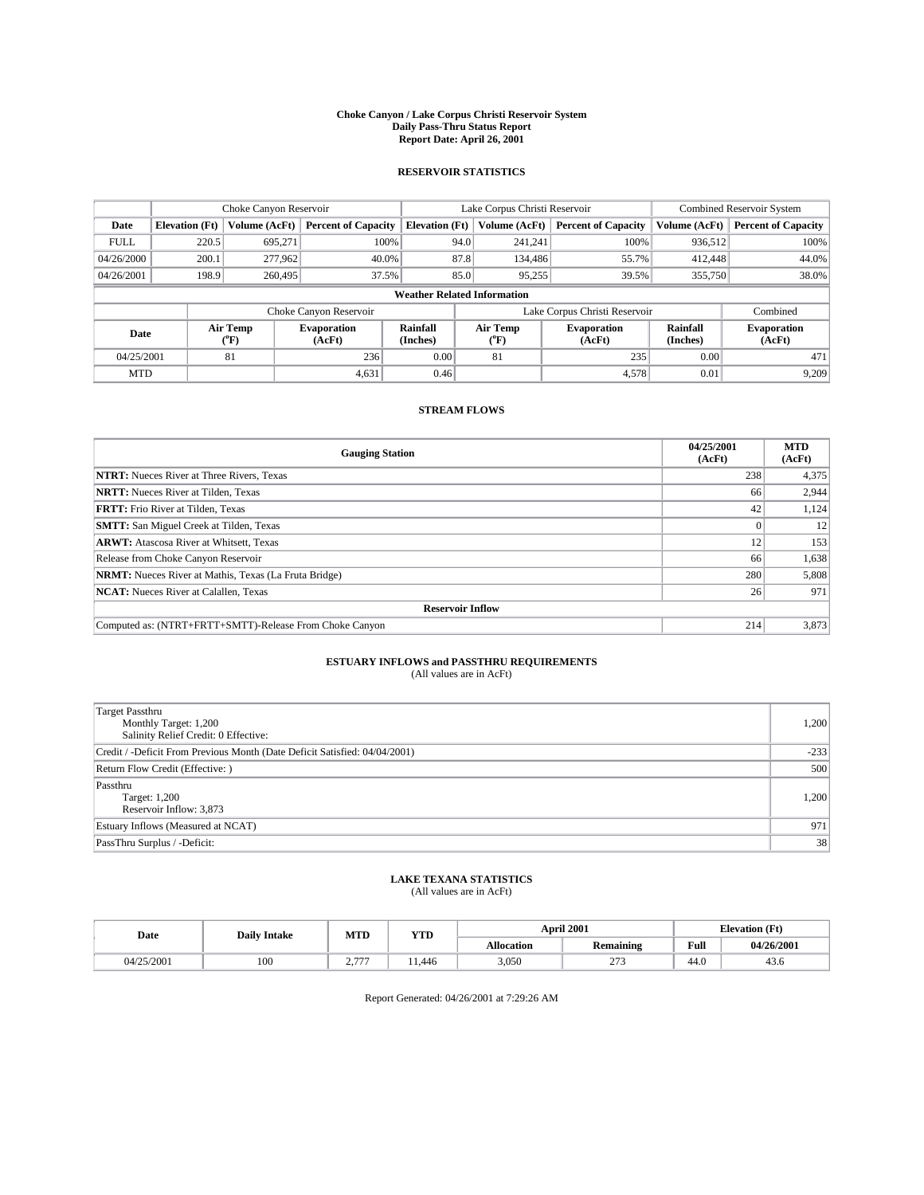**Choke Canyon / Lake Corpus Christi Reservoir System**
**Daily Pass-Thru Status Report**
**Report Date: April 26, 2001**

## RESERVOIR STATISTICS

| | Choke Canyon Reservoir | | | Lake Corpus Christi Reservoir | | | Combined Reservoir System | |
|---|---|---|---|---|---|---|---|---|
| **Date** | **Elevation (Ft)** | **Volume (AcFt)** | **Percent of Capacity** | **Elevation (Ft)** | **Volume (AcFt)** | **Percent of Capacity** | **Volume (AcFt)** | **Percent of Capacity** |
| FULL | 220.5 | 695,271 | 100% | 94.0 | 241,241 | 100% | 936,512 | 100% |
| 04/26/2000 | 200.1 | 277,962 | 40.0% | 87.8 | 134,486 | 55.7% | 412,448 | 44.0% |
| 04/26/2001 | 198.9 | 260,495 | 37.5% | 85.0 | 95,255 | 39.5% | 355,750 | 38.0% |

**Weather Related Information**

| | Choke Canyon Reservoir | | | Lake Corpus Christi Reservoir | | | Combined |
|---|---|---|---|---|---|---|---|
| **Date** | **Air Temp (°F)** | **Evaporation (AcFt)** | **Rainfall (Inches)** | **Air Temp (°F)** | **Evaporation (AcFt)** | **Rainfall (Inches)** | **Evaporation (AcFt)** |
| 04/25/2001 | 81 | 236 | 0.00 | 81 | 235 | 0.00 | 471 |
| MTD | | 4,631 | 0.46 | | 4,578 | 0.01 | 9,209 |

## STREAM FLOWS

| Gauging Station | 04/25/2001 (AcFt) | MTD (AcFt) |
|---|---|---|
| **NTRT:** Nueces River at Three Rivers, Texas | 238 | 4,375 |
| **NRTT:** Nueces River at Tilden, Texas | 66 | 2,944 |
| **FRTT:** Frio River at Tilden, Texas | 42 | 1,124 |
| **SMTT:** San Miguel Creek at Tilden, Texas | 0 | 12 |
| **ARWT:** Atascosa River at Whitsett, Texas | 12 | 153 |
| Release from Choke Canyon Reservoir | 66 | 1,638 |
| **NRMT:** Nueces River at Mathis, Texas (La Fruta Bridge) | 280 | 5,808 |
| **NCAT:** Nueces River at Calallen, Texas | 26 | 971 |
| **Reservoir Inflow** | | |
| Computed as: (NTRT+FRTT+SMTT)-Release From Choke Canyon | 214 | 3,873 |

## ESTUARY INFLOWS and PASSTHRU REQUIREMENTS
(All values are in AcFt)

| | |
|---|---|
| Target Passthru<br>Monthly Target: 1,200<br>Salinity Relief Credit: 0 Effective: | 1,200 |
| Credit / -Deficit From Previous Month (Date Deficit Satisfied: 04/04/2001) | -233 |
| Return Flow Credit (Effective: ) | 500 |
| Passthru<br>Target: 1,200<br>Reservoir Inflow: 3,873 | 1,200 |
| Estuary Inflows (Measured at NCAT) | 971 |
| PassThru Surplus / -Deficit: | 38 |

## LAKE TEXANA STATISTICS
(All values are in AcFt)

| Date | Daily Intake | MTD | YTD | April 2001 | | Elevation (Ft) | |
|---|---|---|---|---|---|---|---|
| | | | | **Allocation** | **Remaining** | **Full** | **04/26/2001** |
| 04/25/2001 | 100 | 2,777 | 11,446 | 3,050 | 273 | 44.0 | 43.6 |

Report Generated: 04/26/2001 at 7:29:26 AM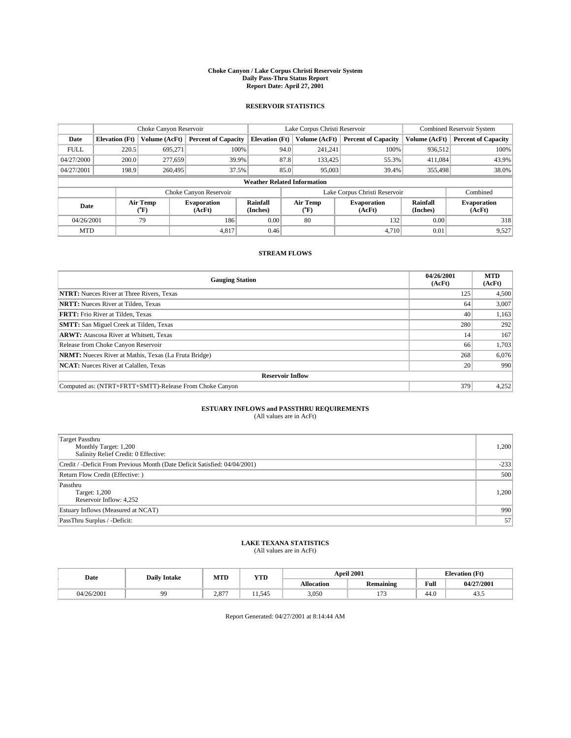**Choke Canyon / Lake Corpus Christi Reservoir System**
**Daily Pass-Thru Status Report**
**Report Date: April 27, 2001**

## RESERVOIR STATISTICS

| | Choke Canyon Reservoir | | | Lake Corpus Christi Reservoir | | | Combined Reservoir System | |
|---|---|---|---|---|---|---|---|---|
| **Date** | **Elevation (Ft)** | **Volume (AcFt)** | **Percent of Capacity** | **Elevation (Ft)** | **Volume (AcFt)** | **Percent of Capacity** | **Volume (AcFt)** | **Percent of Capacity** |
| FULL | 220.5 | 695,271 | 100% | 94.0 | 241,241 | 100% | 936,512 | 100% |
| 04/27/2000 | 200.0 | 277,659 | 39.9% | 87.8 | 133,425 | 55.3% | 411,084 | 43.9% |
| 04/27/2001 | 198.9 | 260,495 | 37.5% | 85.0 | 95,003 | 39.4% | 355,498 | 38.0% |

**Weather Related Information**

| | Choke Canyon Reservoir | | | Lake Corpus Christi Reservoir | | | Combined |
|---|---|---|---|---|---|---|---|
| **Date** | **Air Temp (°F)** | **Evaporation (AcFt)** | **Rainfall (Inches)** | **Air Temp (°F)** | **Evaporation (AcFt)** | **Rainfall (Inches)** | **Evaporation (AcFt)** |
| 04/26/2001 | 79 | 186 | 0.00 | 80 | 132 | 0.00 | 318 |
| MTD | | 4,817 | 0.46 | | 4,710 | 0.01 | 9,527 |

## STREAM FLOWS

| Gauging Station | 04/26/2001 (AcFt) | MTD (AcFt) |
|---|---|---|
| **NTRT:** Nueces River at Three Rivers, Texas | 125 | 4,500 |
| **NRTT:** Nueces River at Tilden, Texas | 64 | 3,007 |
| **FRTT:** Frio River at Tilden, Texas | 40 | 1,163 |
| **SMTT:** San Miguel Creek at Tilden, Texas | 280 | 292 |
| **ARWT:** Atascosa River at Whitsett, Texas | 14 | 167 |
| Release from Choke Canyon Reservoir | 66 | 1,703 |
| **NRMT:** Nueces River at Mathis, Texas (La Fruta Bridge) | 268 | 6,076 |
| **NCAT:** Nueces River at Calallen, Texas | 20 | 990 |
| **Reservoir Inflow** | | |
| Computed as: (NTRT+FRTT+SMTT)-Release From Choke Canyon | 379 | 4,252 |

## ESTUARY INFLOWS and PASSTHRU REQUIREMENTS

(All values are in AcFt)

| | |
|---|---|
| Target Passthru<br>Monthly Target: 1,200<br>Salinity Relief Credit: 0 Effective: | 1,200 |
| Credit / -Deficit From Previous Month (Date Deficit Satisfied: 04/04/2001) | -233 |
| Return Flow Credit (Effective: ) | 500 |
| Passthru<br>Target: 1,200<br>Reservoir Inflow: 4,252 | 1,200 |
| Estuary Inflows (Measured at NCAT) | 990 |
| PassThru Surplus / -Deficit: | 57 |

## LAKE TEXANA STATISTICS

(All values are in AcFt)

| Date | Daily Intake | MTD | YTD | April 2001 | | Elevation (Ft) | |
|---|---|---|---|---|---|---|---|
| | | | | **Allocation** | **Remaining** | **Full** | **04/27/2001** |
| 04/26/2001 | 99 | 2,877 | 11,545 | 3,050 | 173 | 44.0 | 43.5 |

Report Generated: 04/27/2001 at 8:14:44 AM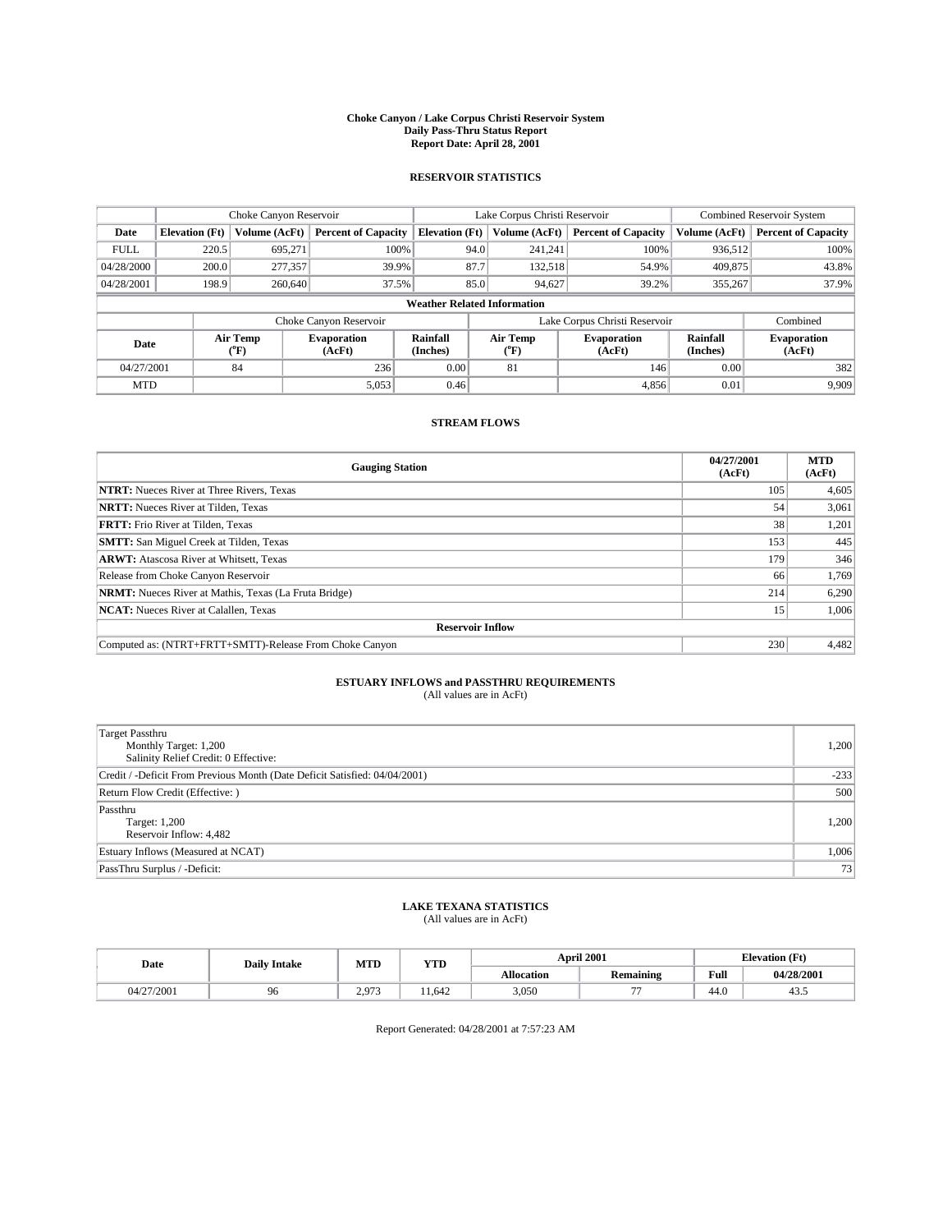**Choke Canyon / Lake Corpus Christi Reservoir System**
**Daily Pass-Thru Status Report**
**Report Date: April 28, 2001**

## RESERVOIR STATISTICS

| | Choke Canyon Reservoir | | | Lake Corpus Christi Reservoir | | | Combined Reservoir System | |
|---|---|---|---|---|---|---|---|---|
| **Date** | **Elevation (Ft)** | **Volume (AcFt)** | **Percent of Capacity** | **Elevation (Ft)** | **Volume (AcFt)** | **Percent of Capacity** | **Volume (AcFt)** | **Percent of Capacity** |
| FULL | 220.5 | 695,271 | 100% | 94.0 | 241,241 | 100% | 936,512 | 100% |
| 04/28/2000 | 200.0 | 277,357 | 39.9% | 87.7 | 132,518 | 54.9% | 409,875 | 43.8% |
| 04/28/2001 | 198.9 | 260,640 | 37.5% | 85.0 | 94,627 | 39.2% | 355,267 | 37.9% |

**Weather Related Information**

| | Choke Canyon Reservoir | | | Lake Corpus Christi Reservoir | | | Combined |
|---|---|---|---|---|---|---|---|
| **Date** | **Air Temp (°F)** | **Evaporation (AcFt)** | **Rainfall (Inches)** | **Air Temp (°F)** | **Evaporation (AcFt)** | **Rainfall (Inches)** | **Evaporation (AcFt)** |
| 04/27/2001 | 84 | 236 | 0.00 | 81 | 146 | 0.00 | 382 |
| MTD | | 5,053 | 0.46 | | 4,856 | 0.01 | 9,909 |

## STREAM FLOWS

| Gauging Station | 04/27/2001 (AcFt) | MTD (AcFt) |
|---|---|---|
| **NTRT:** Nueces River at Three Rivers, Texas | 105 | 4,605 |
| **NRTT:** Nueces River at Tilden, Texas | 54 | 3,061 |
| **FRTT:** Frio River at Tilden, Texas | 38 | 1,201 |
| **SMTT:** San Miguel Creek at Tilden, Texas | 153 | 445 |
| **ARWT:** Atascosa River at Whitsett, Texas | 179 | 346 |
| Release from Choke Canyon Reservoir | 66 | 1,769 |
| **NRMT:** Nueces River at Mathis, Texas (La Fruta Bridge) | 214 | 6,290 |
| **NCAT:** Nueces River at Calallen, Texas | 15 | 1,006 |
| **Reservoir Inflow** | | |
| Computed as: (NTRT+FRTT+SMTT)-Release From Choke Canyon | 230 | 4,482 |

## ESTUARY INFLOWS and PASSTHRU REQUIREMENTS
(All values are in AcFt)

| | |
|---|---|
| Target Passthru<br>Monthly Target: 1,200<br>Salinity Relief Credit: 0 Effective: | 1,200 |
| Credit / -Deficit From Previous Month (Date Deficit Satisfied: 04/04/2001) | -233 |
| Return Flow Credit (Effective: ) | 500 |
| Passthru<br>Target: 1,200<br>Reservoir Inflow: 4,482 | 1,200 |
| Estuary Inflows (Measured at NCAT) | 1,006 |
| PassThru Surplus / -Deficit: | 73 |

## LAKE TEXANA STATISTICS
(All values are in AcFt)

| Date | Daily Intake | MTD | YTD | April 2001 | | Elevation (Ft) | |
|---|---|---|---|---|---|---|---|
| | | | | **Allocation** | **Remaining** | **Full** | **04/28/2001** |
| 04/27/2001 | 96 | 2,973 | 11,642 | 3,050 | 77 | 44.0 | 43.5 |

Report Generated: 04/28/2001 at 7:57:23 AM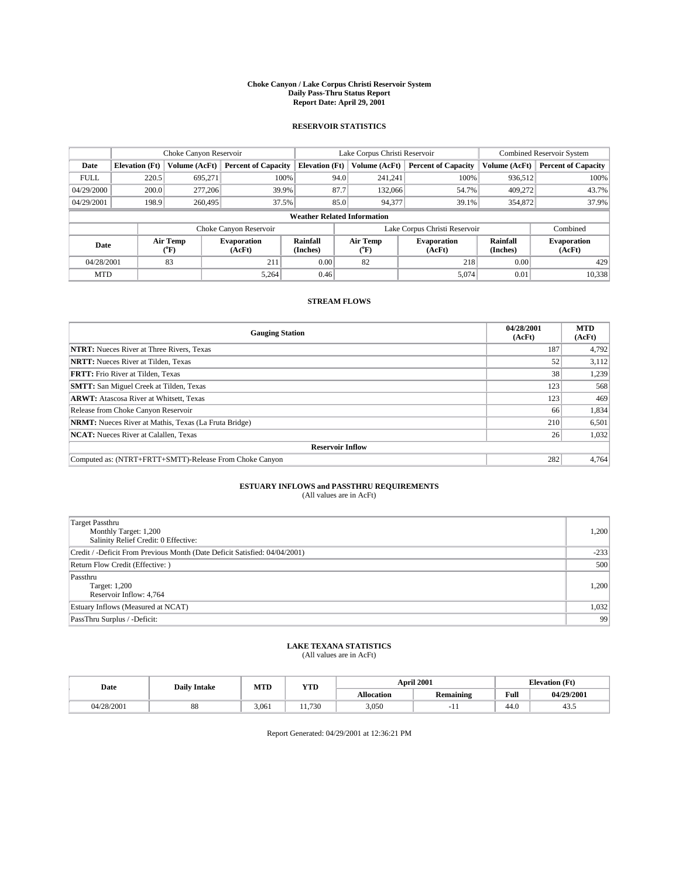# Choke Canyon / Lake Corpus Christi Reservoir System
## Daily Pass-Thru Status Report
### Report Date: April 29, 2001

## RESERVOIR STATISTICS

| | Choke Canyon Reservoir | | | Lake Corpus Christi Reservoir | | | Combined Reservoir System | |
|---|---|---|---|---|---|---|---|---|
| Date | Elevation (Ft) | Volume (AcFt) | Percent of Capacity | Elevation (Ft) | Volume (AcFt) | Percent of Capacity | Volume (AcFt) | Percent of Capacity |
| FULL | 220.5 | 695,271 | 100% | 94.0 | 241,241 | 100% | 936,512 | 100% |
| 04/29/2000 | 200.0 | 277,206 | 39.9% | 87.7 | 132,066 | 54.7% | 409,272 | 43.7% |
| 04/29/2001 | 198.9 | 260,495 | 37.5% | 85.0 | 94,377 | 39.1% | 354,872 | 37.9% |

**Weather Related Information**

| | Choke Canyon Reservoir | | | Lake Corpus Christi Reservoir | | | Combined |
|---|---|---|---|---|---|---|---|
| Date | Air Temp (°F) | Evaporation (AcFt) | Rainfall (Inches) | Air Temp (°F) | Evaporation (AcFt) | Rainfall (Inches) | Evaporation (AcFt) |
| 04/28/2001 | 83 | 211 | 0.00 | 82 | 218 | 0.00 | 429 |
| MTD | | 5,264 | 0.46 | | 5,074 | 0.01 | 10,338 |

## STREAM FLOWS

| Gauging Station | 04/28/2001 (AcFt) | MTD (AcFt) |
|---|---|---|
| **NTRT:** Nueces River at Three Rivers, Texas | 187 | 4,792 |
| **NRTT:** Nueces River at Tilden, Texas | 52 | 3,112 |
| **FRTT:** Frio River at Tilden, Texas | 38 | 1,239 |
| **SMTT:** San Miguel Creek at Tilden, Texas | 123 | 568 |
| **ARWT:** Atascosa River at Whitsett, Texas | 123 | 469 |
| Release from Choke Canyon Reservoir | 66 | 1,834 |
| **NRMT:** Nueces River at Mathis, Texas (La Fruta Bridge) | 210 | 6,501 |
| **NCAT:** Nueces River at Calallen, Texas | 26 | 1,032 |
| **Reservoir Inflow** | | |
| Computed as: (NTRT+FRTT+SMTT)-Release From Choke Canyon | 282 | 4,764 |

## ESTUARY INFLOWS and PASSTHRU REQUIREMENTS
(All values are in AcFt)

| | |
|---|---|
| Target Passthru<br>Monthly Target: 1,200<br>Salinity Relief Credit: 0 Effective: | 1,200 |
| Credit / -Deficit From Previous Month (Date Deficit Satisfied: 04/04/2001) | -233 |
| Return Flow Credit (Effective: ) | 500 |
| Passthru<br>Target: 1,200<br>Reservoir Inflow: 4,764 | 1,200 |
| Estuary Inflows (Measured at NCAT) | 1,032 |
| PassThru Surplus / -Deficit: | 99 |

## LAKE TEXANA STATISTICS
(All values are in AcFt)

| Date | Daily Intake | MTD | YTD | April 2001 | | Elevation (Ft) | |
|---|---|---|---|---|---|---|---|
| | | | | Allocation | Remaining | Full | 04/29/2001 |
| 04/28/2001 | 88 | 3,061 | 11,730 | 3,050 | -11 | 44.0 | 43.5 |

Report Generated: 04/29/2001 at 12:36:21 PM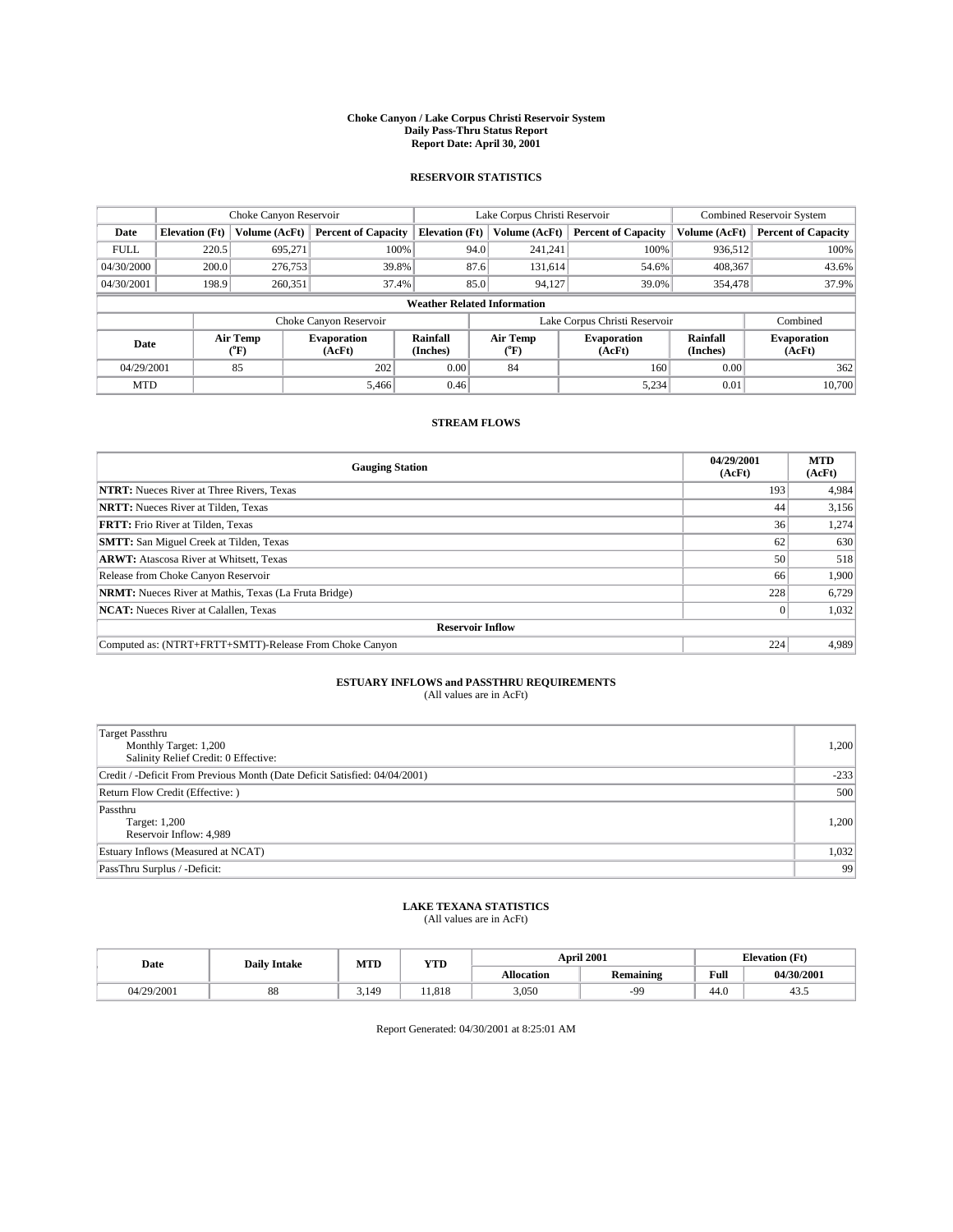**Choke Canyon / Lake Corpus Christi Reservoir System**
**Daily Pass-Thru Status Report**
**Report Date: April 30, 2001**

## RESERVOIR STATISTICS

| | Choke Canyon Reservoir | | | Lake Corpus Christi Reservoir | | | Combined Reservoir System | |
|---|---|---|---|---|---|---|---|---|
| **Date** | **Elevation (Ft)** | **Volume (AcFt)** | **Percent of Capacity** | **Elevation (Ft)** | **Volume (AcFt)** | **Percent of Capacity** | **Volume (AcFt)** | **Percent of Capacity** |
| FULL | 220.5 | 695,271 | 100% | 94.0 | 241,241 | 100% | 936,512 | 100% |
| 04/30/2000 | 200.0 | 276,753 | 39.8% | 87.6 | 131,614 | 54.6% | 408,367 | 43.6% |
| 04/30/2001 | 198.9 | 260,351 | 37.4% | 85.0 | 94,127 | 39.0% | 354,478 | 37.9% |

**Weather Related Information**

| | Choke Canyon Reservoir | | | Lake Corpus Christi Reservoir | | | Combined |
|---|---|---|---|---|---|---|---|
| **Date** | **Air Temp (°F)** | **Evaporation (AcFt)** | **Rainfall (Inches)** | **Air Temp (°F)** | **Evaporation (AcFt)** | **Rainfall (Inches)** | **Evaporation (AcFt)** |
| 04/29/2001 | 85 | 202 | 0.00 | 84 | 160 | 0.00 | 362 |
| MTD | | 5,466 | 0.46 | | 5,234 | 0.01 | 10,700 |

## STREAM FLOWS

| Gauging Station | 04/29/2001 (AcFt) | MTD (AcFt) |
|---|---|---|
| **NTRT:** Nueces River at Three Rivers, Texas | 193 | 4,984 |
| **NRTT:** Nueces River at Tilden, Texas | 44 | 3,156 |
| **FRTT:** Frio River at Tilden, Texas | 36 | 1,274 |
| **SMTT:** San Miguel Creek at Tilden, Texas | 62 | 630 |
| **ARWT:** Atascosa River at Whitsett, Texas | 50 | 518 |
| Release from Choke Canyon Reservoir | 66 | 1,900 |
| **NRMT:** Nueces River at Mathis, Texas (La Fruta Bridge) | 228 | 6,729 |
| **NCAT:** Nueces River at Calallen, Texas | 0 | 1,032 |
| **Reservoir Inflow** | | |
| Computed as: (NTRT+FRTT+SMTT)-Release From Choke Canyon | 224 | 4,989 |

## ESTUARY INFLOWS and PASSTHRU REQUIREMENTS
(All values are in AcFt)

| | |
|---|---|
| Target Passthru<br>Monthly Target: 1,200<br>Salinity Relief Credit: 0 Effective: | 1,200 |
| Credit / -Deficit From Previous Month (Date Deficit Satisfied: 04/04/2001) | -233 |
| Return Flow Credit (Effective: ) | 500 |
| Passthru<br>Target: 1,200<br>Reservoir Inflow: 4,989 | 1,200 |
| Estuary Inflows (Measured at NCAT) | 1,032 |
| PassThru Surplus / -Deficit: | 99 |

## LAKE TEXANA STATISTICS
(All values are in AcFt)

| Date | Daily Intake | MTD | YTD | April 2001 | | Elevation (Ft) | |
|---|---|---|---|---|---|---|---|
| | | | | Allocation | Remaining | Full | 04/30/2001 |
| 04/29/2001 | 88 | 3,149 | 11,818 | 3,050 | -99 | 44.0 | 43.5 |

Report Generated: 04/30/2001 at 8:25:01 AM